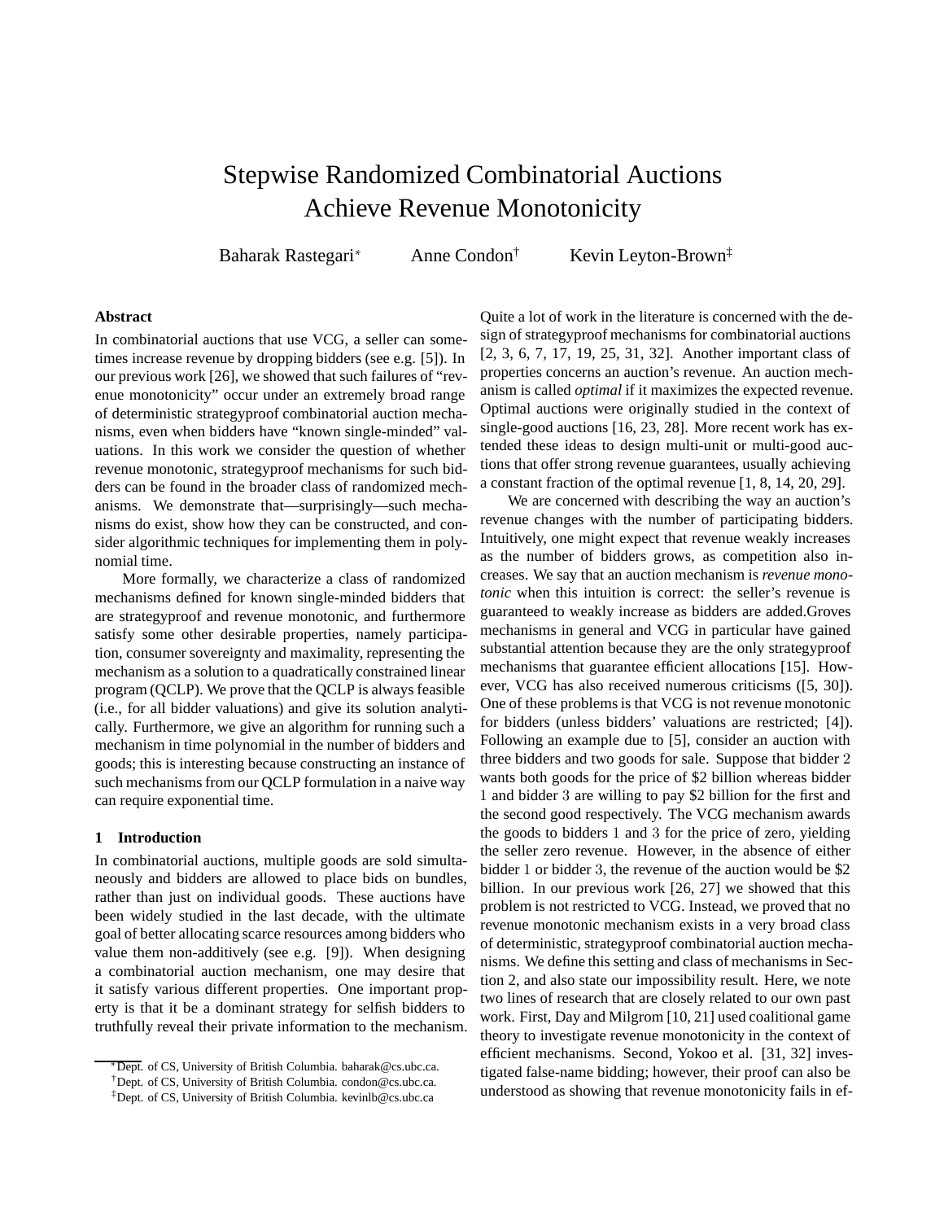# Stepwise Randomized Combinatorial Auctions Achieve Revenue Monotonicity

Baharak Rastegari[*] Anne Condon[†] Kevin Leyton-Brown[‡]

### Abstract

In combinatorial auctions that use VCG, a seller can sometimes increase revenue by dropping bidders (see e.g. [5]). In our previous work [26], we showed that such failures of "revenue monotonicity" occur under an extremely broad range of deterministic strategyproof combinatorial auction mechanisms, even when bidders have "known single-minded" valuations. In this work we consider the question of whether revenue monotonic, strategyproof mechanisms for such bidders can be found in the broader class of randomized mechanisms. We demonstrate that—surprisingly—such mechanisms do exist, show how they can be constructed, and consider algorithmic techniques for implementing them in polynomial time.

More formally, we characterize a class of randomized mechanisms defined for known single-minded bidders that are strategyproof and revenue monotonic, and furthermore satisfy some other desirable properties, namely participation, consumer sovereignty and maximality, representing the mechanism as a solution to a quadratically constrained linear program (QCLP). We prove that the QCLP is always feasible (i.e., for all bidder valuations) and give its solution analytically. Furthermore, we give an algorithm for running such a mechanism in time polynomial in the number of bidders and goods; this is interesting because constructing an instance of such mechanisms from our QCLP formulation in a naive way can require exponential time.

## 1 Introduction

In combinatorial auctions, multiple goods are sold simultaneously and bidders are allowed to place bids on bundles, rather than just on individual goods. These auctions have been widely studied in the last decade, with the ultimate goal of better allocating scarce resources among bidders who value them non-additively (see e.g. [9]). When designing a combinatorial auction mechanism, one may desire that it satisfy various different properties. One important property is that it be a dominant strategy for selfish bidders to truthfully reveal their private information to the mechanism. Quite a lot of work in the literature is concerned with the design of strategyproof mechanisms for combinatorial auctions [2, 3, 6, 7, 17, 19, 25, 31, 32]. Another important class of properties concerns an auction's revenue. An auction mechanism is called *optimal* if it maximizes the expected revenue. Optimal auctions were originally studied in the context of single-good auctions [16, 23, 28]. More recent work has extended these ideas to design multi-unit or multi-good auctions that offer strong revenue guarantees, usually achieving a constant fraction of the optimal revenue [1, 8, 14, 20, 29].

We are concerned with describing the way an auction's revenue changes with the number of participating bidders. Intuitively, one might expect that revenue weakly increases as the number of bidders grows, as competition also increases. We say that an auction mechanism is *revenue monotonic* when this intuition is correct: the seller's revenue is guaranteed to weakly increase as bidders are added.Groves mechanisms in general and VCG in particular have gained substantial attention because they are the only strategyproof mechanisms that guarantee efficient allocations [15]. However, VCG has also received numerous criticisms ([5, 30]). One of these problems is that VCG is not revenue monotonic for bidders (unless bidders' valuations are restricted; [4]). Following an example due to [5], consider an auction with three bidders and two goods for sale. Suppose that bidder 2 wants both goods for the price of \$2 billion whereas bidder 1 and bidder 3 are willing to pay \$2 billion for the first and the second good respectively. The VCG mechanism awards the goods to bidders 1 and 3 for the price of zero, yielding the seller zero revenue. However, in the absence of either bidder 1 or bidder 3, the revenue of the auction would be \$2 billion. In our previous work [26, 27] we showed that this problem is not restricted to VCG. Instead, we proved that no revenue monotonic mechanism exists in a very broad class of deterministic, strategyproof combinatorial auction mechanisms. We define this setting and class of mechanisms in Section 2, and also state our impossibility result. Here, we note two lines of research that are closely related to our own past work. First, Day and Milgrom [10, 21] used coalitional game theory to investigate revenue monotonicity in the context of efficient mechanisms. Second, Yokoo et al. [31, 32] investigated false-name bidding; however, their proof can also be understood as showing that revenue monotonicity fails in ef-

[*] Dept. of CS, University of British Columbia. baharak@cs.ubc.ca.
[†] Dept. of CS, University of British Columbia. condon@cs.ubc.ca.
[‡] Dept. of CS, University of British Columbia. kevinlb@cs.ubc.ca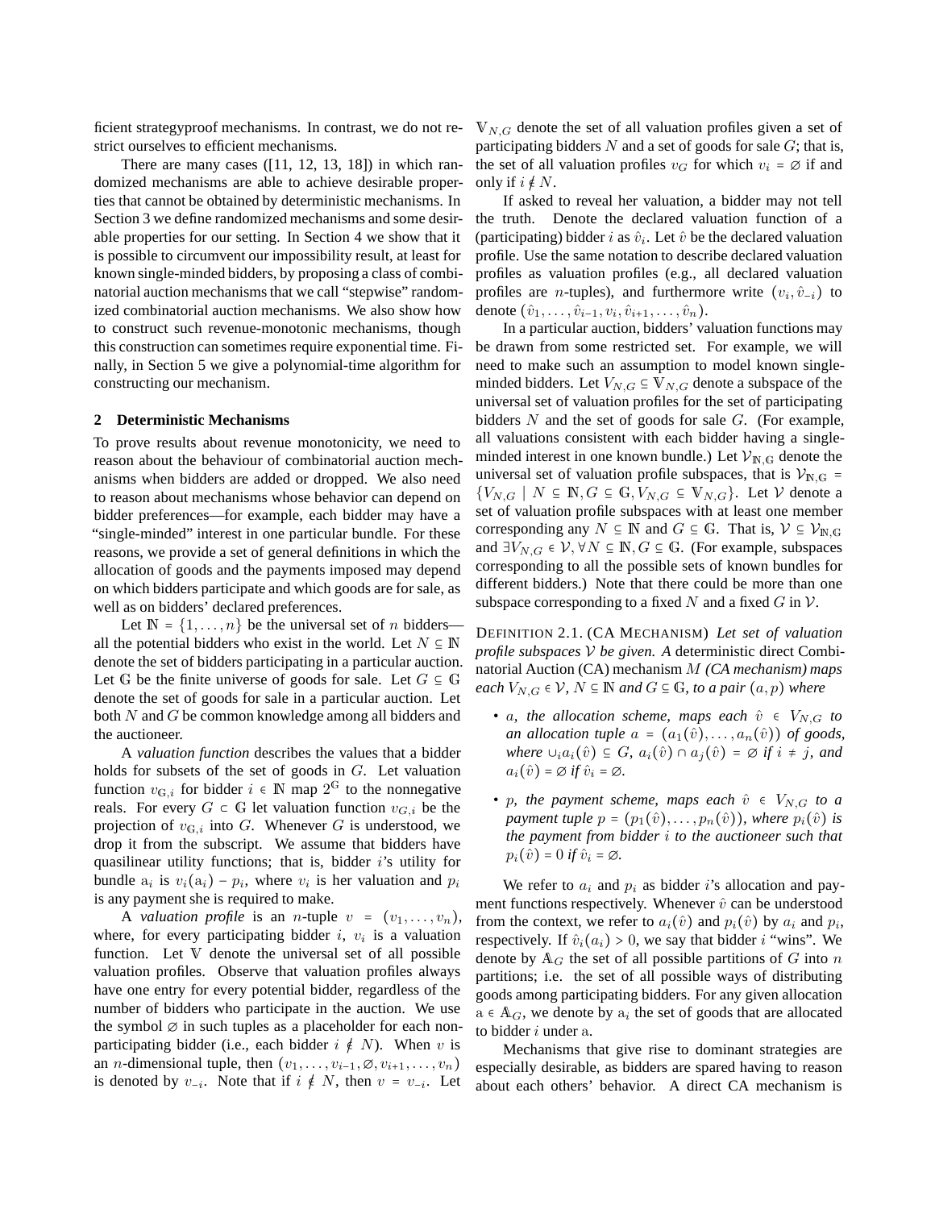ficient strategyproof mechanisms. In contrast, we do not restrict ourselves to efficient mechanisms.

There are many cases ([11, 12, 13, 18]) in which randomized mechanisms are able to achieve desirable properties that cannot be obtained by deterministic mechanisms. In Section 3 we define randomized mechanisms and some desirable properties for our setting. In Section 4 we show that it is possible to circumvent our impossibility result, at least for known single-minded bidders, by proposing a class of combinatorial auction mechanisms that we call "stepwise" randomized combinatorial auction mechanisms. We also show how to construct such revenue-monotonic mechanisms, though this construction can sometimes require exponential time. Finally, in Section 5 we give a polynomial-time algorithm for constructing our mechanism.

## 2 Deterministic Mechanisms

To prove results about revenue monotonicity, we need to reason about the behaviour of combinatorial auction mechanisms when bidders are added or dropped. We also need to reason about mechanisms whose behavior can depend on bidder preferences—for example, each bidder may have a "single-minded" interest in one particular bundle. For these reasons, we provide a set of general definitions in which the allocation of goods and the payments imposed may depend on which bidders participate and which goods are for sale, as well as on bidders' declared preferences.

Let $\mathbb{N} = \{1, \ldots, n\}$ be the universal set of $n$ bidders—all the potential bidders who exist in the world. Let $N \subseteq \mathbb{N}$ denote the set of bidders participating in a particular auction. Let $\mathbb{G}$ be the finite universe of goods for sale. Let $G \subseteq \mathbb{G}$ denote the set of goods for sale in a particular auction. Let both $N$ and $G$ be common knowledge among all bidders and the auctioneer.

A *valuation function* describes the values that a bidder holds for subsets of the set of goods in $G$. Let valuation function $v_{\mathbb{G},i}$ for bidder $i \in \mathbb{N}$ map $2^{\mathbb{G}}$ to the nonnegative reals. For every $G \subset \mathbb{G}$ let valuation function $v_{G,i}$ be the projection of $v_{\mathbb{G},i}$ into $G$. Whenever $G$ is understood, we drop it from the subscript. We assume that bidders have quasilinear utility functions; that is, bidder $i$'s utility for bundle $\mathrm{a}_i$ is $v_i(\mathrm{a}_i) - p_i$, where $v_i$ is her valuation and $p_i$ is any payment she is required to make.

A *valuation profile* is an $n$-tuple $v = (v_1, \ldots, v_n)$, where, for every participating bidder $i$, $v_i$ is a valuation function. Let $\mathbb{V}$ denote the universal set of all possible valuation profiles. Observe that valuation profiles always have one entry for every potential bidder, regardless of the number of bidders who participate in the auction. We use the symbol $\varnothing$ in such tuples as a placeholder for each non-participating bidder (i.e., each bidder $i \notin N$). When $v$ is an $n$-dimensional tuple, then $(v_1, \ldots, v_{i-1}, \varnothing, v_{i+1}, \ldots, v_n)$ is denoted by $v_{-i}$. Note that if $i \notin N$, then $v = v_{-i}$. Let $\mathbb{V}_{N,G}$ denote the set of all valuation profiles given a set of participating bidders $N$ and a set of goods for sale $G$; that is, the set of all valuation profiles $v_G$ for which $v_i = \varnothing$ if and only if $i \notin N$.

If asked to reveal her valuation, a bidder may not tell the truth. Denote the declared valuation function of a (participating) bidder $i$ as $\hat{v}_i$. Let $\hat{v}$ be the declared valuation profile. Use the same notation to describe declared valuation profiles as valuation profiles (e.g., all declared valuation profiles are $n$-tuples), and furthermore write $(v_i, \hat{v}_{-i})$ to denote $(\hat{v}_1, \ldots, \hat{v}_{i-1}, v_i, \hat{v}_{i+1}, \ldots, \hat{v}_n)$.

In a particular auction, bidders' valuation functions may be drawn from some restricted set. For example, we will need to make such an assumption to model known single-minded bidders. Let $V_{N,G} \subseteq \mathbb{V}_{N,G}$ denote a subspace of the universal set of valuation profiles for the set of participating bidders $N$ and the set of goods for sale $G$. (For example, all valuations consistent with each bidder having a single-minded interest in one known bundle.) Let $\mathcal{V}_{\mathbb{N},\mathbb{G}}$ denote the universal set of valuation profile subspaces, that is $\mathcal{V}_{\mathbb{N},\mathbb{G}} = \{V_{N,G} \mid N \subseteq \mathbb{N}, G \subseteq \mathbb{G}, V_{N,G} \subseteq \mathbb{V}_{N,G}\}$. Let $\mathcal{V}$ denote a set of valuation profile subspaces with at least one member corresponding any $N \subseteq \mathbb{N}$ and $G \subseteq \mathbb{G}$. That is, $\mathcal{V} \subseteq \mathcal{V}_{\mathbb{N},\mathbb{G}}$ and $\exists V_{N,G} \in \mathcal{V}, \forall N \subseteq \mathbb{N}, G \subseteq \mathbb{G}$. (For example, subspaces corresponding to all the possible sets of known bundles for different bidders.) Note that there could be more than one subspace corresponding to a fixed $N$ and a fixed $G$ in $\mathcal{V}$.

DEFINITION 2.1. (CA MECHANISM) *Let set of valuation profile subspaces $\mathcal{V}$ be given. A* deterministic direct Combinatorial Auction (CA) mechanism $M$ *(CA mechanism) maps each $V_{N,G} \in \mathcal{V}$, $N \subseteq \mathbb{N}$ and $G \subseteq \mathbb{G}$, to a pair $(a, p)$ where*

- *$a$, the allocation scheme, maps each $\hat{v} \in V_{N,G}$ to an allocation tuple $a = (a_1(\hat{v}), \ldots, a_n(\hat{v}))$ of goods, where $\cup_i a_i(\hat{v}) \subseteq G$, $a_i(\hat{v}) \cap a_j(\hat{v}) = \varnothing$ if $i \neq j$, and $a_i(\hat{v}) = \varnothing$ if $\hat{v}_i = \varnothing$.*
- *$p$, the payment scheme, maps each $\hat{v} \in V_{N,G}$ to a payment tuple $p = (p_1(\hat{v}), \ldots, p_n(\hat{v}))$, where $p_i(\hat{v})$ is the payment from bidder $i$ to the auctioneer such that $p_i(\hat{v}) = 0$ if $\hat{v}_i = \varnothing$.*

We refer to $a_i$ and $p_i$ as bidder $i$'s allocation and payment functions respectively. Whenever $\hat{v}$ can be understood from the context, we refer to $a_i(\hat{v})$ and $p_i(\hat{v})$ by $a_i$ and $p_i$, respectively. If $\hat{v}_i(a_i) > 0$, we say that bidder $i$ "wins". We denote by $\mathbb{A}_G$ the set of all possible partitions of $G$ into $n$ partitions; i.e. the set of all possible ways of distributing goods among participating bidders. For any given allocation $\mathrm{a} \in \mathbb{A}_G$, we denote by $\mathrm{a}_i$ the set of goods that are allocated to bidder $i$ under $\mathrm{a}$.

Mechanisms that give rise to dominant strategies are especially desirable, as bidders are spared having to reason about each others' behavior. A direct CA mechanism is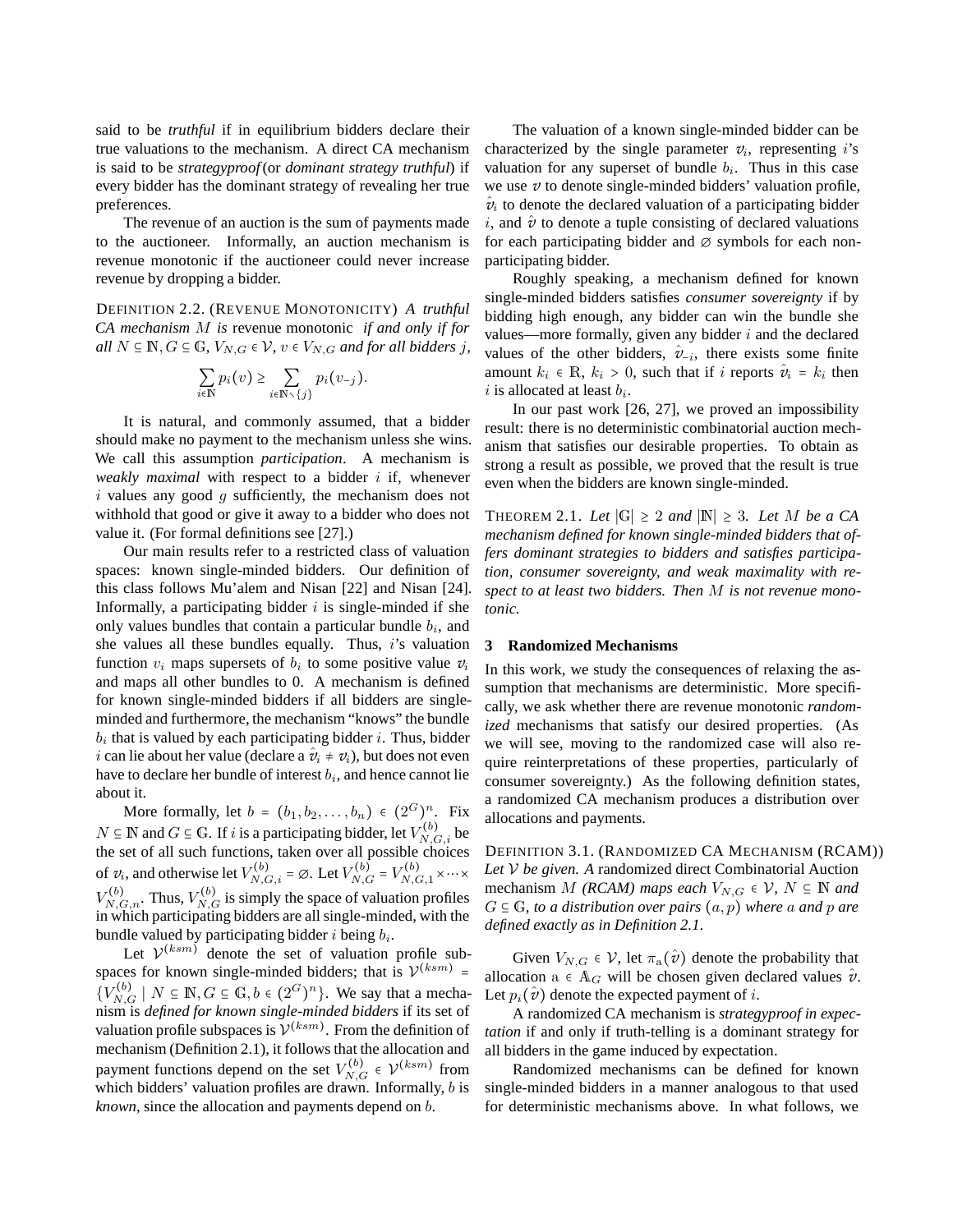said to be *truthful* if in equilibrium bidders declare their true valuations to the mechanism. A direct CA mechanism is said to be *strategyproof* (or *dominant strategy truthful*) if every bidder has the dominant strategy of revealing her true preferences.

The revenue of an auction is the sum of payments made to the auctioneer. Informally, an auction mechanism is revenue monotonic if the auctioneer could never increase revenue by dropping a bidder.

DEFINITION 2.2. (REVENUE MONOTONICITY) *A truthful CA mechanism $M$ is* revenue monotonic *if and only if for all $N \subseteq \mathbb{N}, G \subseteq \mathbb{G}$, $V_{N,G} \in \mathcal{V}$, $v \in V_{N,G}$ and for all bidders $j$,*

$$\sum_{i \in \mathbb{N}} p_i(v) \geq \sum_{i \in \mathbb{N} \setminus \{j\}} p_i(v_{-j}).$$

It is natural, and commonly assumed, that a bidder should make no payment to the mechanism unless she wins. We call this assumption *participation*. A mechanism is *weakly maximal* with respect to a bidder $i$ if, whenever $i$ values any good $g$ sufficiently, the mechanism does not withhold that good or give it away to a bidder who does not value it. (For formal definitions see [27].)

Our main results refer to a restricted class of valuation spaces: known single-minded bidders. Our definition of this class follows Mu'alem and Nisan [22] and Nisan [24]. Informally, a participating bidder $i$ is single-minded if she only values bundles that contain a particular bundle $b_i$, and she values all these bundles equally. Thus, $i$'s valuation function $v_i$ maps supersets of $b_i$ to some positive value $v_i$ and maps all other bundles to 0. A mechanism is defined for known single-minded bidders if all bidders are single-minded and furthermore, the mechanism "knows" the bundle $b_i$ that is valued by each participating bidder $i$. Thus, bidder $i$ can lie about her value (declare a $\hat{v}_i \neq v_i$), but does not even have to declare her bundle of interest $b_i$, and hence cannot lie about it.

More formally, let $b = (b_1, b_2, \ldots, b_n) \in (2^G)^n$. Fix $N \subseteq \mathbb{N}$ and $G \subseteq \mathbb{G}$. If $i$ is a participating bidder, let $V^{(b)}_{N,G,i}$ be the set of all such functions, taken over all possible choices of $v_i$, and otherwise let $V^{(b)}_{N,G,i} = \emptyset$. Let $V^{(b)}_{N,G} = V^{(b)}_{N,G,1} \times \cdots \times V^{(b)}_{N,G,n}$. Thus, $V^{(b)}_{N,G}$ is simply the space of valuation profiles in which participating bidders are all single-minded, with the bundle valued by participating bidder $i$ being $b_i$.

Let $\mathcal{V}^{(ksm)}$ denote the set of valuation profile subspaces for known single-minded bidders; that is $\mathcal{V}^{(ksm)} = \{V^{(b)}_{N,G} \mid N \subseteq \mathbb{N}, G \subseteq \mathbb{G}, b \in (2^G)^n\}$. We say that a mechanism is *defined for known single-minded bidders* if its set of valuation profile subspaces is $\mathcal{V}^{(ksm)}$. From the definition of mechanism (Definition 2.1), it follows that the allocation and payment functions depend on the set $V^{(b)}_{N,G} \in \mathcal{V}^{(ksm)}$ from which bidders' valuation profiles are drawn. Informally, $b$ is *known*, since the allocation and payments depend on $b$.

The valuation of a known single-minded bidder can be characterized by the single parameter $v_i$, representing $i$'s valuation for any superset of bundle $b_i$. Thus in this case we use $v$ to denote single-minded bidders' valuation profile, $\hat{v}_i$ to denote the declared valuation of a participating bidder $i$, and $\hat{v}$ to denote a tuple consisting of declared valuations for each participating bidder and $\emptyset$ symbols for each non-participating bidder.

Roughly speaking, a mechanism defined for known single-minded bidders satisfies *consumer sovereignty* if by bidding high enough, any bidder can win the bundle she values—more formally, given any bidder $i$ and the declared values of the other bidders, $\hat{v}_{-i}$, there exists some finite amount $k_i \in \mathbb{R}$, $k_i > 0$, such that if $i$ reports $\hat{v}_i = k_i$ then $i$ is allocated at least $b_i$.

In our past work [26, 27], we proved an impossibility result: there is no deterministic combinatorial auction mechanism that satisfies our desirable properties. To obtain as strong a result as possible, we proved that the result is true even when the bidders are known single-minded.

THEOREM 2.1. *Let $|\mathbb{G}| \geq 2$ and $|\mathbb{N}| \geq 3$. Let $M$ be a CA mechanism defined for known single-minded bidders that offers dominant strategies to bidders and satisfies participation, consumer sovereignty, and weak maximality with respect to at least two bidders. Then $M$ is not revenue monotonic.*

## 3 Randomized Mechanisms

In this work, we study the consequences of relaxing the assumption that mechanisms are deterministic. More specifically, we ask whether there are revenue monotonic *randomized* mechanisms that satisfy our desired properties. (As we will see, moving to the randomized case will also require reinterpretations of these properties, particularly of consumer sovereignty.) As the following definition states, a randomized CA mechanism produces a distribution over allocations and payments.

DEFINITION 3.1. (RANDOMIZED CA MECHANISM (RCAM)) *Let $\mathcal{V}$ be given. A* randomized direct Combinatorial Auction mechanism *$M$ (RCAM) maps each $V_{N,G} \in \mathcal{V}$, $N \subseteq \mathbb{N}$ and $G \subseteq \mathbb{G}$, to a distribution over pairs $(a, p)$ where $a$ and $p$ are defined exactly as in Definition 2.1.*

Given $V_{N,G} \in \mathcal{V}$, let $\pi_{\mathrm{a}}(\hat{v})$ denote the probability that allocation $\mathrm{a} \in \mathbb{A}_G$ will be chosen given declared values $\hat{v}$. Let $p_i(\hat{v})$ denote the expected payment of $i$.

A randomized CA mechanism is *strategyproof in expectation* if and only if truth-telling is a dominant strategy for all bidders in the game induced by expectation.

Randomized mechanisms can be defined for known single-minded bidders in a manner analogous to that used for deterministic mechanisms above. In what follows, we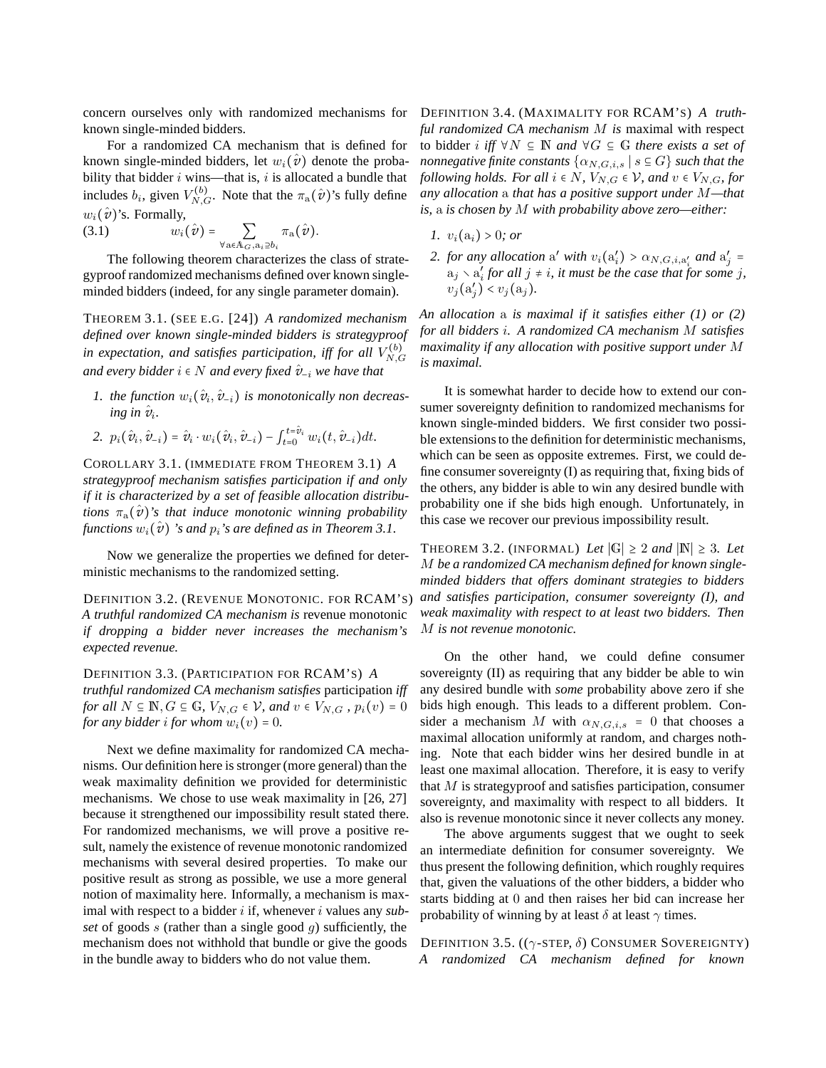concern ourselves only with randomized mechanisms for known single-minded bidders.

For a randomized CA mechanism that is defined for known single-minded bidders, let $w_i(\hat{v})$ denote the probability that bidder $i$ wins—that is, $i$ is allocated a bundle that includes $b_i$, given $V^{(b)}_{N,G}$. Note that the $\pi_{\mathrm{a}}(\hat{v})$'s fully define $w_i(\hat{v})$'s. Formally,

$$w_i(\hat{v}) = \sum_{\forall \mathrm{a} \in \mathbb{A}_G, \mathrm{a}_i \supseteq b_i} \pi_{\mathrm{a}}(\hat{v}). \tag{3.1}$$

The following theorem characterizes the class of strategyproof randomized mechanisms defined over known single-minded bidders (indeed, for any single parameter domain).

THEOREM 3.1. (SEE E.G. [24]) *A randomized mechanism defined over known single-minded bidders is strategyproof in expectation, and satisfies participation, iff for all $V^{(b)}_{N,G}$ and every bidder $i \in N$ and every fixed $\hat{v}_{-i}$ we have that*

1. *the function $w_i(\hat{v}_i, \hat{v}_{-i})$ is monotonically non decreasing in $\hat{v}_i$.*
2. *$p_i(\hat{v}_i, \hat{v}_{-i}) = \hat{v}_i \cdot w_i(\hat{v}_i, \hat{v}_{-i}) - \int_{t=0}^{t=\hat{v}_i} w_i(t, \hat{v}_{-i})dt$.*

COROLLARY 3.1. (IMMEDIATE FROM THEOREM 3.1) *A strategyproof mechanism satisfies participation if and only if it is characterized by a set of feasible allocation distributions $\pi_{\mathrm{a}}(\hat{v})$'s that induce monotonic winning probability functions $w_i(\hat{v})$ 's and $p_i$'s are defined as in Theorem 3.1.*

Now we generalize the properties we defined for deterministic mechanisms to the randomized setting.

DEFINITION 3.2. (REVENUE MONOTONIC. FOR RCAM'S) *A truthful randomized CA mechanism is* revenue monotonic *if dropping a bidder never increases the mechanism's expected revenue.*

DEFINITION 3.3. (PARTICIPATION FOR RCAM'S) *A truthful randomized CA mechanism satisfies* participation *iff for all $N \subseteq \mathbb{N}, G \subseteq \mathbb{G}$, $V_{N,G} \in \mathcal{V}$, and $v \in V_{N,G}$ , $p_i(v) = 0$ for any bidder $i$ for whom $w_i(v) = 0$.*

Next we define maximality for randomized CA mechanisms. Our definition here is stronger (more general) than the weak maximality definition we provided for deterministic mechanisms. We chose to use weak maximality in [26, 27] because it strengthened our impossibility result stated there. For randomized mechanisms, we will prove a positive result, namely the existence of revenue monotonic randomized mechanisms with several desired properties. To make our positive result as strong as possible, we use a more general notion of maximality here. Informally, a mechanism is maximal with respect to a bidder $i$ if, whenever $i$ values any *subset* of goods $s$ (rather than a single good $g$) sufficiently, the mechanism does not withhold that bundle or give the goods in the bundle away to bidders who do not value them.

DEFINITION 3.4. (MAXIMALITY FOR RCAM'S) *A truthful randomized CA mechanism $M$ is* maximal *with respect to bidder $i$ iff $\forall N \subseteq \mathbb{N}$ and $\forall G \subseteq \mathbb{G}$ there exists a set of nonnegative finite constants $\{\alpha_{N,G,i,s} \mid s \subseteq G\}$ such that the following holds. For all $i \in N$, $V_{N,G} \in \mathcal{V}$, and $v \in V_{N,G}$, for any allocation $\mathrm{a}$ that has a positive support under $M$—that is, $\mathrm{a}$ is chosen by $M$ with probability above zero—either:*

1. *$v_i(\mathrm{a}_i) > 0$; or*
2. *for any allocation $\mathrm{a}'$ with $v_i(\mathrm{a}'_i) > \alpha_{N,G,i,\mathrm{a}'_i}$ and $\mathrm{a}'_j = \mathrm{a}_j \setminus \mathrm{a}'_i$ for all $j \neq i$, it must be the case that for some $j$, $v_j(\mathrm{a}'_j) < v_j(\mathrm{a}_j)$.*

*An allocation $\mathrm{a}$ is maximal if it satisfies either (1) or (2) for all bidders $i$. A randomized CA mechanism $M$ satisfies maximality if any allocation with positive support under $M$ is maximal.*

It is somewhat harder to decide how to extend our consumer sovereignty definition to randomized mechanisms for known single-minded bidders. We first consider two possible extensions to the definition for deterministic mechanisms, which can be seen as opposite extremes. First, we could define consumer sovereignty (I) as requiring that, fixing bids of the others, any bidder is able to win any desired bundle with probability one if she bids high enough. Unfortunately, in this case we recover our previous impossibility result.

THEOREM 3.2. (INFORMAL) *Let $|\mathbb{G}| \geq 2$ and $|\mathbb{N}| \geq 3$. Let $M$ be a randomized CA mechanism defined for known single-minded bidders that offers dominant strategies to bidders and satisfies participation, consumer sovereignty (I), and weak maximality with respect to at least two bidders. Then $M$ is not revenue monotonic.*

On the other hand, we could define consumer sovereignty (II) as requiring that any bidder be able to win any desired bundle with *some* probability above zero if she bids high enough. This leads to a different problem. Consider a mechanism $M$ with $\alpha_{N,G,i,s} = 0$ that chooses a maximal allocation uniformly at random, and charges nothing. Note that each bidder wins her desired bundle in at least one maximal allocation. Therefore, it is easy to verify that $M$ is strategyproof and satisfies participation, consumer sovereignty, and maximality with respect to all bidders. It also is revenue monotonic since it never collects any money.

The above arguments suggest that we ought to seek an intermediate definition for consumer sovereignty. We thus present the following definition, which roughly requires that, given the valuations of the other bidders, a bidder who starts bidding at $0$ and then raises her bid can increase her probability of winning by at least $\delta$ at least $\gamma$ times.

DEFINITION 3.5. (($\gamma$-STEP, $\delta$) CONSUMER SOVEREIGNTY) *A randomized CA mechanism defined for known*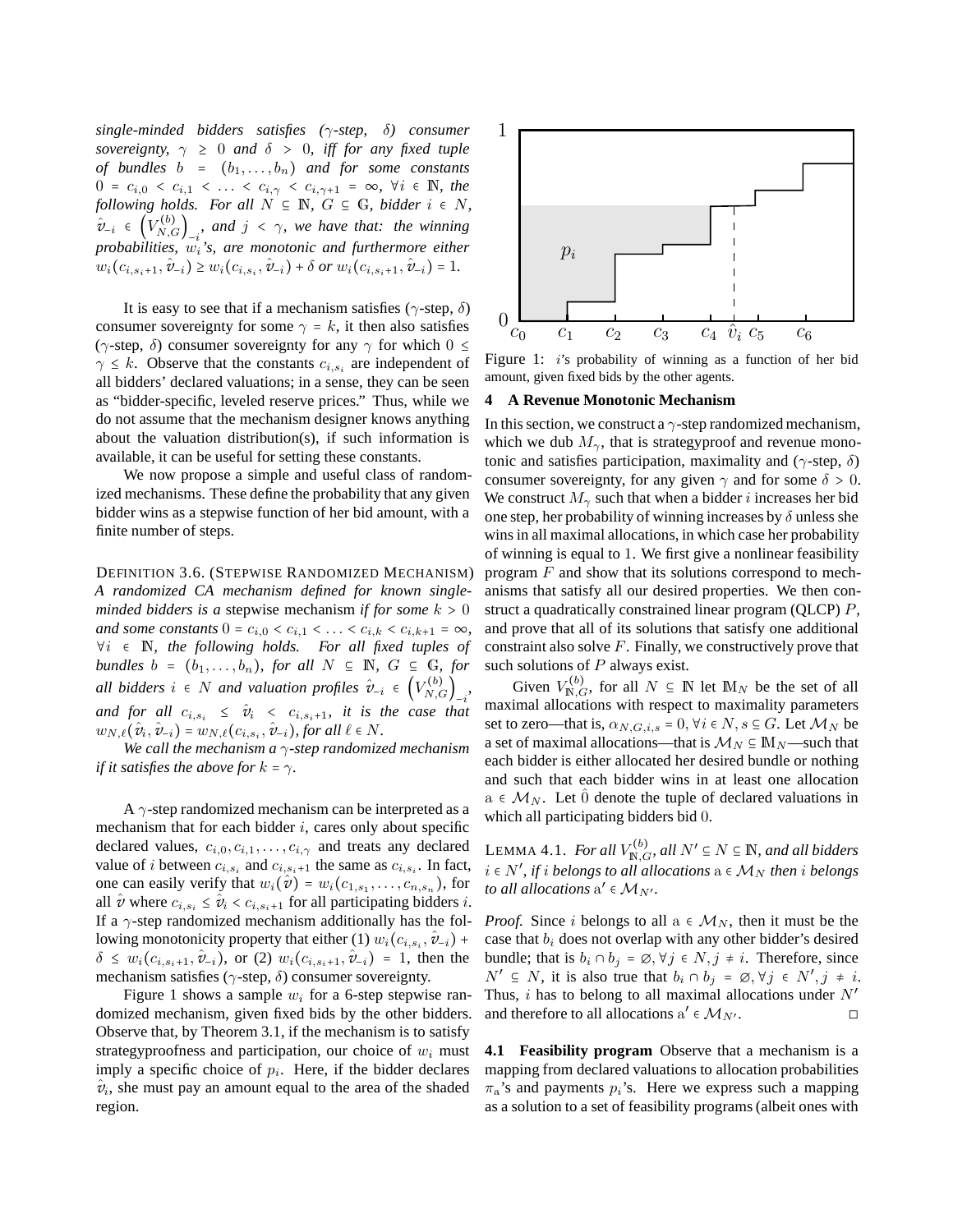*single-minded bidders satisfies ($\gamma$-step, $\delta$) consumer sovereignty, $\gamma \geq 0$ and $\delta > 0$, iff for any fixed tuple of bundles $b = (b_1, \ldots, b_n)$ and for some constants $0 = c_{i,0} < c_{i,1} < \ldots < c_{i,\gamma} < c_{i,\gamma+1} = \infty$, $\forall i \in \mathbb{N}$, the following holds. For all $N \subseteq \mathbb{N}$, $G \subseteq \mathbb{G}$, bidder $i \in N$, $\hat{v}_{-i} \in \left(V_{N,G}^{(b)}\right)_{-i}$, and $j < \gamma$, we have that: the winning probabilities, $w_i$'s, are monotonic and furthermore either $w_i(c_{i,s_i+1}, \hat{v}_{-i}) \geq w_i(c_{i,s_i}, \hat{v}_{-i}) + \delta$ or $w_i(c_{i,s_i+1}, \hat{v}_{-i}) = 1$.*

It is easy to see that if a mechanism satisfies ($\gamma$-step, $\delta$) consumer sovereignty for some $\gamma = k$, it then also satisfies ($\gamma$-step, $\delta$) consumer sovereignty for any $\gamma$ for which $0 \leq \gamma \leq k$. Observe that the constants $c_{i,s_i}$ are independent of all bidders' declared valuations; in a sense, they can be seen as "bidder-specific, leveled reserve prices." Thus, while we do not assume that the mechanism designer knows anything about the valuation distribution(s), if such information is available, it can be useful for setting these constants.

We now propose a simple and useful class of randomized mechanisms. These define the probability that any given bidder wins as a stepwise function of her bid amount, with a finite number of steps.

DEFINITION 3.6. (STEPWISE RANDOMIZED MECHANISM) *A randomized CA mechanism defined for known single-minded bidders is a* stepwise mechanism *if for some $k > 0$ and some constants $0 = c_{i,0} < c_{i,1} < \ldots < c_{i,k} < c_{i,k+1} = \infty$, $\forall i \in \mathbb{N}$, the following holds. For all fixed tuples of bundles $b = (b_1, \ldots, b_n)$, for all $N \subseteq \mathbb{N}$, $G \subseteq \mathbb{G}$, for all bidders $i \in N$ and valuation profiles $\hat{v}_{-i} \in \left(V_{N,G}^{(b)}\right)_{-i}$, and for all $c_{i,s_i} \leq \hat{v}_i < c_{i,s_i+1}$, it is the case that $w_{N,\ell}(\hat{v}_i, \hat{v}_{-i}) = w_{N,\ell}(c_{i,s_i}, \hat{v}_{-i})$, for all $\ell \in N$.*

*We call the mechanism a $\gamma$-step randomized mechanism if it satisfies the above for $k = \gamma$.*

A $\gamma$-step randomized mechanism can be interpreted as a mechanism that for each bidder $i$, cares only about specific declared values, $c_{i,0}, c_{i,1}, \ldots, c_{i,\gamma}$ and treats any declared value of $i$ between $c_{i,s_i}$ and $c_{i,s_i+1}$ the same as $c_{i,s_i}$. In fact, one can easily verify that $w_i(\hat{v}) = w_i(c_{1,s_1}, \ldots, c_{n,s_n})$, for all $\hat{v}$ where $c_{i,s_i} \leq \hat{v}_i < c_{i,s_i+1}$ for all participating bidders $i$. If a $\gamma$-step randomized mechanism additionally has the following monotonicity property that either (1) $w_i(c_{i,s_i}, \hat{v}_{-i}) + \delta \leq w_i(c_{i,s_i+1}, \hat{v}_{-i})$, or (2) $w_i(c_{i,s_i+1}, \hat{v}_{-i}) = 1$, then the mechanism satisfies ($\gamma$-step, $\delta$) consumer sovereignty.

Figure 1 shows a sample $w_i$ for a 6-step stepwise randomized mechanism, given fixed bids by the other bidders. Observe that, by Theorem 3.1, if the mechanism is to satisfy strategyproofness and participation, our choice of $w_i$ must imply a specific choice of $p_i$. Here, if the bidder declares $\hat{v}_i$, she must pay an amount equal to the area of the shaded region.

Figure 1: $i$'s probability of winning as a function of her bid amount, given fixed bids by the other agents.

## 4 A Revenue Monotonic Mechanism

In this section, we construct a $\gamma$-step randomized mechanism, which we dub $M_\gamma$, that is strategyproof and revenue monotonic and satisfies participation, maximality and ($\gamma$-step, $\delta$) consumer sovereignty, for any given $\gamma$ and for some $\delta > 0$. We construct $M_\gamma$ such that when a bidder $i$ increases her bid one step, her probability of winning increases by $\delta$ unless she wins in all maximal allocations, in which case her probability of winning is equal to 1. We first give a nonlinear feasibility program $F$ and show that its solutions correspond to mechanisms that satisfy all our desired properties. We then construct a quadratically constrained linear program (QLCP) $P$, and prove that all of its solutions that satisfy one additional constraint also solve $F$. Finally, we constructively prove that such solutions of $P$ always exist.

Given $V_{\mathbb{N},G}^{(b)}$, for all $N \subseteq \mathbb{N}$ let $\mathbb{M}_N$ be the set of all maximal allocations with respect to maximality parameters set to zero—that is, $\alpha_{N,G,i,s} = 0, \forall i \in N, s \subseteq G$. Let $\mathcal{M}_N$ be a set of maximal allocations—that is $\mathcal{M}_N \subseteq \mathbb{M}_N$—such that each bidder is either allocated her desired bundle or nothing and such that each bidder wins in at least one allocation $\mathrm{a} \in \mathcal{M}_N$. Let $\hat{0}$ denote the tuple of declared valuations in which all participating bidders bid 0.

LEMMA 4.1. *For all $V_{\mathbb{N},G}^{(b)}$, all $N' \subseteq N \subseteq \mathbb{N}$, and all bidders $i \in N'$, if $i$ belongs to all allocations $\mathrm{a} \in \mathcal{M}_N$ then $i$ belongs to all allocations $\mathrm{a}' \in \mathcal{M}_{N'}$.*

*Proof.* Since $i$ belongs to all $\mathrm{a} \in \mathcal{M}_N$, then it must be the case that $b_i$ does not overlap with any other bidder's desired bundle; that is $b_i \cap b_j = \varnothing, \forall j \in N, j \neq i$. Therefore, since $N' \subseteq N$, it is also true that $b_i \cap b_j = \varnothing, \forall j \in N', j \neq i$. Thus, $i$ has to belong to all maximal allocations under $N'$ and therefore to all allocations $\mathrm{a}' \in \mathcal{M}_{N'}$. □

**4.1 Feasibility program** Observe that a mechanism is a mapping from declared valuations to allocation probabilities $\pi_{\mathrm{a}}$'s and payments $p_i$'s. Here we express such a mapping as a solution to a set of feasibility programs (albeit ones with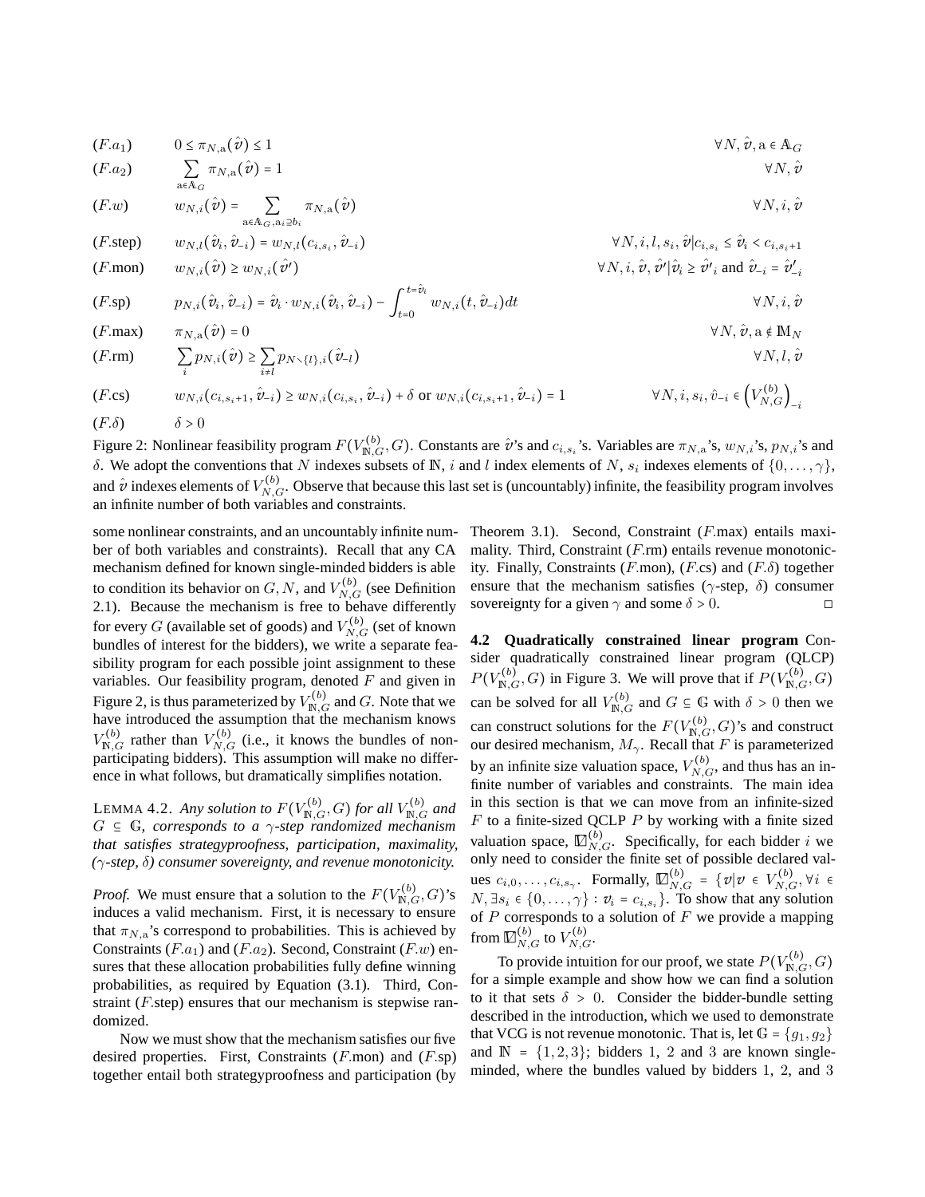$$(F.a_1) \qquad 0 \le \pi_{N,\mathrm{a}}(\hat{v}) \le 1 \qquad \forall N, \hat{v}, \mathrm{a} \in \mathbb{A}_G$$

$$(F.a_2) \qquad \sum_{\mathrm{a} \in \mathbb{A}_G} \pi_{N,\mathrm{a}}(\hat{v}) = 1 \qquad \forall N, \hat{v}$$

$$(F.w) \qquad w_{N,i}(\hat{v}) = \sum_{\mathrm{a} \in \mathbb{A}_G, \mathrm{a}_i \supseteq b_i} \pi_{N,\mathrm{a}}(\hat{v}) \qquad \forall N, i, \hat{v}$$

$$(F.\text{step}) \qquad w_{N,l}(\hat{v}_i, \hat{v}_{-i}) = w_{N,l}(c_{i,s_i}, \hat{v}_{-i}) \qquad \forall N, i, l, s_i, \hat{v} | c_{i,s_i} \le \hat{v}_i < c_{i,s_i+1}$$

$$(F.\text{mon}) \qquad w_{N,i}(\hat{v}) \ge w_{N,i}(\hat{v}') \qquad \forall N, i, \hat{v}, \hat{v}' | \hat{v}_i \ge \hat{v}'_i \text{ and } \hat{v}_{-i} = \hat{v}'_{-i}$$

$$(F.\text{sp}) \qquad p_{N,i}(\hat{v}_i, \hat{v}_{-i}) = \hat{v}_i \cdot w_{N,i}(\hat{v}_i, \hat{v}_{-i}) - \int_{t=0}^{t=\hat{v}_i} w_{N,i}(t, \hat{v}_{-i}) dt \qquad \forall N, i, \hat{v}$$

$$(F.\text{max}) \qquad \pi_{N,\mathrm{a}}(\hat{v}) = 0 \qquad \forall N, \hat{v}, \mathrm{a} \notin \mathbb{M}_N$$

$$(F.\text{rm}) \qquad \sum_i p_{N,i}(\hat{v}) \ge \sum_{i \ne l} p_{N \smallsetminus \{l\}, i}(\hat{v}_{-l}) \qquad \forall N, l, \hat{v}$$

$$(F.\text{cs}) \qquad w_{N,i}(c_{i,s_i+1}, \hat{v}_{-i}) \ge w_{N,i}(c_{i,s_i}, \hat{v}_{-i}) + \delta \text{ or } w_{N,i}(c_{i,s_i+1}, \hat{v}_{-i}) = 1 \qquad \forall N, i, s_i, \hat{v}_{-i} \in \left(V_{N,G}^{(b)}\right)_{-i}$$

$$(F.\delta) \qquad \delta > 0$$

Figure 2: Nonlinear feasibility program $F(V_{\mathbb{N},G}^{(b)}, G)$. Constants are $\hat{v}$'s and $c_{i,s_i}$'s. Variables are $\pi_{N,\mathrm{a}}$'s, $w_{N,i}$'s, $p_{N,i}$'s and $\delta$. We adopt the conventions that $N$ indexes subsets of $\mathbb{N}$, $i$ and $l$ index elements of $N$, $s_i$ indexes elements of $\{0, \dots, \gamma\}$, and $\hat{v}$ indexes elements of $V_{N,G}^{(b)}$. Observe that because this last set is (uncountably) infinite, the feasibility program involves an infinite number of both variables and constraints.

some nonlinear constraints, and an uncountably infinite number of both variables and constraints). Recall that any CA mechanism defined for known single-minded bidders is able to condition its behavior on $G, N$, and $V_{N,G}^{(b)}$ (see Definition 2.1). Because the mechanism is free to behave differently for every $G$ (available set of goods) and $V_{N,G}^{(b)}$ (set of known bundles of interest for the bidders), we write a separate feasibility program for each possible joint assignment to these variables. Our feasibility program, denoted $F$ and given in Figure 2, is thus parameterized by $V_{\mathbb{N},G}^{(b)}$ and $G$. Note that we have introduced the assumption that the mechanism knows $V_{\mathbb{N},G}^{(b)}$ rather than $V_{N,G}^{(b)}$ (i.e., it knows the bundles of non-participating bidders). This assumption will make no difference in what follows, but dramatically simplifies notation.

LEMMA 4.2. *Any solution to $F(V_{\mathbb{N},G}^{(b)}, G)$ for all $V_{\mathbb{N},G}^{(b)}$ and $G \subseteq \mathbb{G}$, corresponds to a $\gamma$-step randomized mechanism that satisfies strategyproofness, participation, maximality, ($\gamma$-step, $\delta$) consumer sovereignty, and revenue monotonicity.*

*Proof.* We must ensure that a solution to the $F(V_{\mathbb{N},G}^{(b)}, G)$'s induces a valid mechanism. First, it is necessary to ensure that $\pi_{N,\mathrm{a}}$'s correspond to probabilities. This is achieved by Constraints ($F.a_1$) and ($F.a_2$). Second, Constraint ($F.w$) ensures that these allocation probabilities fully define winning probabilities, as required by Equation (3.1). Third, Constraint ($F$.step) ensures that our mechanism is stepwise randomized.

Now we must show that the mechanism satisfies our five desired properties. First, Constraints ($F$.mon) and ($F$.sp) together entail both strategyproofness and participation (by Theorem 3.1). Second, Constraint ($F$.max) entails maximality. Third, Constraint ($F$.rm) entails revenue monotonicity. Finally, Constraints ($F$.mon), ($F$.cs) and ($F.\delta$) together ensure that the mechanism satisfies ($\gamma$-step, $\delta$) consumer sovereignty for a given $\gamma$ and some $\delta > 0$. □

**4.2 Quadratically constrained linear program** Consider quadratically constrained linear program (QLCP) $P(V_{\mathbb{N},G}^{(b)}, G)$ in Figure 3. We will prove that if $P(V_{\mathbb{N},G}^{(b)}, G)$ can be solved for all $V_{\mathbb{N},G}^{(b)}$ and $G \subseteq \mathbb{G}$ with $\delta > 0$ then we can construct solutions for the $F(V_{\mathbb{N},G}^{(b)}, G)$'s and construct our desired mechanism, $M_\gamma$. Recall that $F$ is parameterized by an infinite size valuation space, $V_{N,G}^{(b)}$, and thus has an infinite number of variables and constraints. The main idea in this section is that we can move from an infinite-sized $F$ to a finite-sized QCLP $P$ by working with a finite sized valuation space, $\mathbb{V}_{N,G}^{(b)}$. Specifically, for each bidder $i$ we only need to consider the finite set of possible declared values $c_{i,0}, \dots, c_{i,s_\gamma}$. Formally, $\mathbb{V}_{N,G}^{(b)} = \{v | v \in V_{N,G}^{(b)}, \forall i \in N, \exists s_i \in \{0, \dots, \gamma\} : v_i = c_{i,s_i}\}$. To show that any solution of $P$ corresponds to a solution of $F$ we provide a mapping from $\mathbb{V}_{N,G}^{(b)}$ to $V_{N,G}^{(b)}$.

To provide intuition for our proof, we state $P(V_{\mathbb{N},G}^{(b)}, G)$ for a simple example and show how we can find a solution to it that sets $\delta > 0$. Consider the bidder-bundle setting described in the introduction, which we used to demonstrate that VCG is not revenue monotonic. That is, let $\mathbb{G} = \{g_1, g_2\}$ and $\mathbb{N} = \{1, 2, 3\}$; bidders 1, 2 and 3 are known single-minded, where the bundles valued by bidders 1, 2, and 3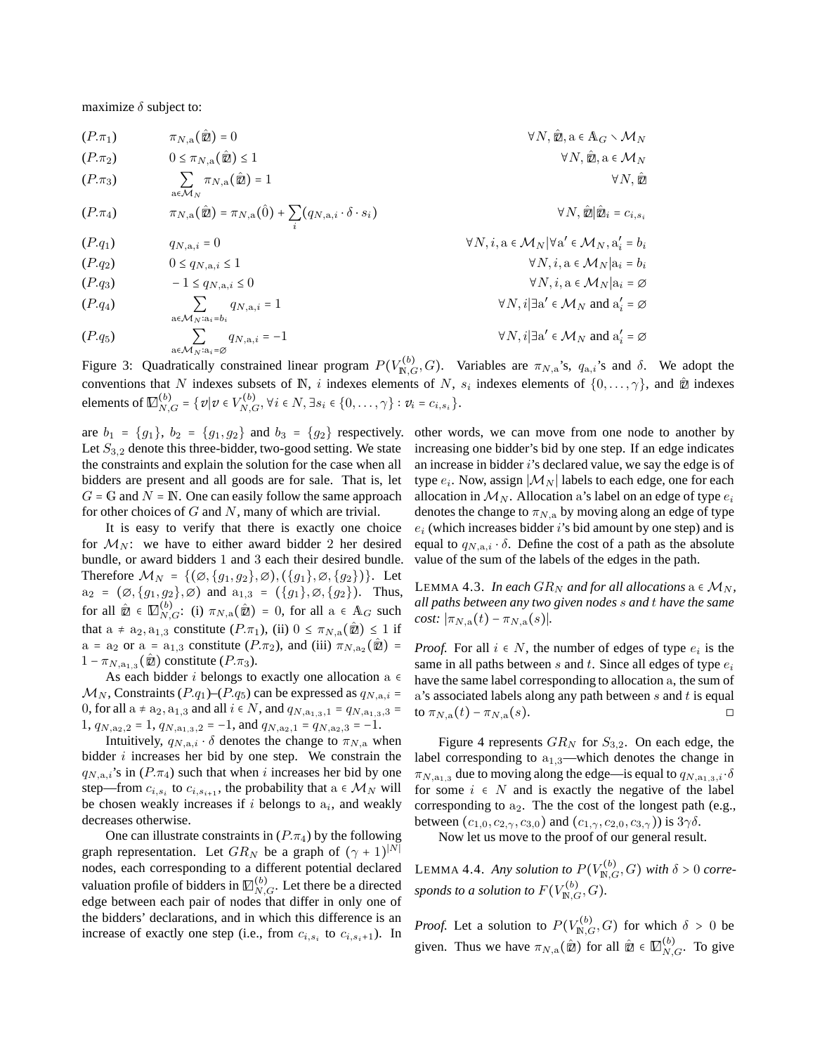maximize $\delta$ subject to:

$$
\begin{array}{lll}
(P.\pi_1) & \pi_{N,\mathrm{a}}(\hat{\mathbb{v}}) = 0 & \forall N, \hat{\mathbb{v}}, \mathrm{a} \in \mathbb{A}_G \setminus \mathcal{M}_N \\
(P.\pi_2) & 0 \le \pi_{N,\mathrm{a}}(\hat{\mathbb{v}}) \le 1 & \forall N, \hat{\mathbb{v}}, \mathrm{a} \in \mathcal{M}_N \\
(P.\pi_3) & \sum_{\mathrm{a} \in \mathcal{M}_N} \pi_{N,\mathrm{a}}(\hat{\mathbb{v}}) = 1 & \forall N, \hat{\mathbb{v}} \\
(P.\pi_4) & \pi_{N,\mathrm{a}}(\hat{\mathbb{v}}) = \pi_{N,\mathrm{a}}(\hat{0}) + \sum_i (q_{N,\mathrm{a},i} \cdot \delta \cdot s_i) & \forall N, \hat{\mathbb{v}} | \hat{\mathbb{v}}_i = c_{i,s_i} \\
(P.q_1) & q_{N,\mathrm{a},i} = 0 & \forall N, i, \mathrm{a} \in \mathcal{M}_N | \forall \mathrm{a}' \in \mathcal{M}_N, \mathrm{a}'_i = b_i \\
(P.q_2) & 0 \le q_{N,\mathrm{a},i} \le 1 & \forall N, i, \mathrm{a} \in \mathcal{M}_N | \mathrm{a}_i = b_i \\
(P.q_3) & -1 \le q_{N,\mathrm{a},i} \le 0 & \forall N, i, \mathrm{a} \in \mathcal{M}_N | \mathrm{a}_i = \varnothing \\
(P.q_4) & \sum_{\mathrm{a} \in \mathcal{M}_N : \mathrm{a}_i = b_i} q_{N,\mathrm{a},i} = 1 & \forall N, i | \exists \mathrm{a}' \in \mathcal{M}_N \text{ and } \mathrm{a}'_i = \varnothing \\
(P.q_5) & \sum_{\mathrm{a} \in \mathcal{M}_N : \mathrm{a}_i = \varnothing} q_{N,\mathrm{a},i} = -1 & \forall N, i | \exists \mathrm{a}' \in \mathcal{M}_N \text{ and } \mathrm{a}'_i = \varnothing
\end{array}
$$

Figure 3: Quadratically constrained linear program $P(V^{(b)}_{\mathbb{N},G}, G)$. Variables are $\pi_{N,\mathrm{a}}$'s, $q_{\mathrm{a},i}$'s and $\delta$. We adopt the conventions that $N$ indexes subsets of $\mathbb{N}$, $i$ indexes elements of $N$, $s_i$ indexes elements of $\{0, \ldots, \gamma\}$, and $\hat{\mathbb{v}}$ indexes elements of $\mathbb{V}^{(b)}_{N,G} = \{v | v \in V^{(b)}_{N,G}, \forall i \in N, \exists s_i \in \{0, \ldots, \gamma\} : v_i = c_{i,s_i}\}$.

are $b_1 = \{g_1\}$, $b_2 = \{g_1, g_2\}$ and $b_3 = \{g_2\}$ respectively. Let $S_{3,2}$ denote this three-bidder, two-good setting. We state the constraints and explain the solution for the case when all bidders are present and all goods are for sale. That is, let $G = \mathbb{G}$ and $N = \mathbb{N}$. One can easily follow the same approach for other choices of $G$ and $N$, many of which are trivial.

It is easy to verify that there is exactly one choice for $\mathcal{M}_N$: we have to either award bidder 2 her desired bundle, or award bidders 1 and 3 each their desired bundle. Therefore $\mathcal{M}_N = \{(\varnothing, \{g_1, g_2\}, \varnothing), (\{g_1\}, \varnothing, \{g_2\})\}$. Let $\mathrm{a}_2 = (\varnothing, \{g_1, g_2\}, \varnothing)$ and $\mathrm{a}_{1,3} = (\{g_1\}, \varnothing, \{g_2\})$. Thus, for all $\hat{\mathbb{v}} \in \mathbb{V}^{(b)}_{N,G}$: (i) $\pi_{N,\mathrm{a}}(\hat{\mathbb{v}}) = 0$, for all $\mathrm{a} \in \mathbb{A}_G$ such that $\mathrm{a} \ne \mathrm{a}_2, \mathrm{a}_{1,3}$ constitute $(P.\pi_1)$, (ii) $0 \le \pi_{N,\mathrm{a}}(\hat{\mathbb{v}}) \le 1$ if $\mathrm{a} = \mathrm{a}_2$ or $\mathrm{a} = \mathrm{a}_{1,3}$ constitute $(P.\pi_2)$, and (iii) $\pi_{N,\mathrm{a}_2}(\hat{\mathbb{v}}) = 1 - \pi_{N,\mathrm{a}_{1,3}}(\hat{\mathbb{v}})$ constitute $(P.\pi_3)$.

As each bidder $i$ belongs to exactly one allocation $\mathrm{a} \in \mathcal{M}_N$, Constraints $(P.q_1)$–$(P.q_5)$ can be expressed as $q_{N,\mathrm{a},i} = 0$, for all $\mathrm{a} \ne \mathrm{a}_2, \mathrm{a}_{1,3}$ and all $i \in N$, and $q_{N,\mathrm{a}_{1,3},1} = q_{N,\mathrm{a}_{1,3},3} = 1$, $q_{N,\mathrm{a}_2,2} = 1$, $q_{N,\mathrm{a}_{1,3},2} = -1$, and $q_{N,\mathrm{a}_2,1} = q_{N,\mathrm{a}_2,3} = -1$.

Intuitively, $q_{N,\mathrm{a},i} \cdot \delta$ denotes the change to $\pi_{N,\mathrm{a}}$ when bidder $i$ increases her bid by one step. We constrain the $q_{N,\mathrm{a},i}$'s in $(P.\pi_4)$ such that when $i$ increases her bid by one step—from $c_{i,s_i}$ to $c_{i,s_{i+1}}$, the probability that $\mathrm{a} \in \mathcal{M}_N$ will be chosen weakly increases if $i$ belongs to $\mathrm{a}_i$, and weakly decreases otherwise.

One can illustrate constraints in $(P.\pi_4)$ by the following graph representation. Let $GR_N$ be a graph of $(\gamma + 1)^{|N|}$ nodes, each corresponding to a different potential declared valuation profile of bidders in $\mathbb{V}^{(b)}_{N,G}$. Let there be a directed edge between each pair of nodes that differ in only one of the bidders' declarations, and in which this difference is an increase of exactly one step (i.e., from $c_{i,s_i}$ to $c_{i,s_i+1}$). In other words, we can move from one node to another by increasing one bidder's bid by one step. If an edge indicates an increase in bidder $i$'s declared value, we say the edge is of type $e_i$. Now, assign $|\mathcal{M}_N|$ labels to each edge, one for each allocation in $\mathcal{M}_N$. Allocation $\mathrm{a}$'s label on an edge of type $e_i$ denotes the change to $\pi_{N,\mathrm{a}}$ by moving along an edge of type $e_i$ (which increases bidder $i$'s bid amount by one step) and is equal to $q_{N,\mathrm{a},i} \cdot \delta$. Define the cost of a path as the absolute value of the sum of the labels of the edges in the path.

LEMMA 4.3. *In each $GR_N$ and for all allocations $\mathrm{a} \in \mathcal{M}_N$, all paths between any two given nodes $s$ and $t$ have the same cost: $|\pi_{N,\mathrm{a}}(t) - \pi_{N,\mathrm{a}}(s)|$.*

*Proof.* For all $i \in N$, the number of edges of type $e_i$ is the same in all paths between $s$ and $t$. Since all edges of type $e_i$ have the same label corresponding to allocation $\mathrm{a}$, the sum of $\mathrm{a}$'s associated labels along any path between $s$ and $t$ is equal to $\pi_{N,\mathrm{a}}(t) - \pi_{N,\mathrm{a}}(s)$. □

Figure 4 represents $GR_N$ for $S_{3,2}$. On each edge, the label corresponding to $\mathrm{a}_{1,3}$—which denotes the change in $\pi_{N,\mathrm{a}_{1,3}}$ due to moving along the edge—is equal to $q_{N,\mathrm{a}_{1,3},i} \cdot \delta$ for some $i \in N$ and is exactly the negative of the label corresponding to $\mathrm{a}_2$. The the cost of the longest path (e.g., between $(c_{1,0}, c_{2,\gamma}, c_{3,0})$ and $(c_{1,\gamma}, c_{2,0}, c_{3,\gamma})$) is $3\gamma\delta$.

Now let us move to the proof of our general result.

LEMMA 4.4. *Any solution to $P(V^{(b)}_{\mathbb{N},G}, G)$ with $\delta > 0$ corresponds to a solution to $F(V^{(b)}_{\mathbb{N},G}, G)$.*

*Proof.* Let a solution to $P(V^{(b)}_{\mathbb{N},G}, G)$ for which $\delta > 0$ be given. Thus we have $\pi_{N,\mathrm{a}}(\hat{\mathbb{v}})$ for all $\hat{\mathbb{v}} \in \mathbb{V}^{(b)}_{N,G}$. To give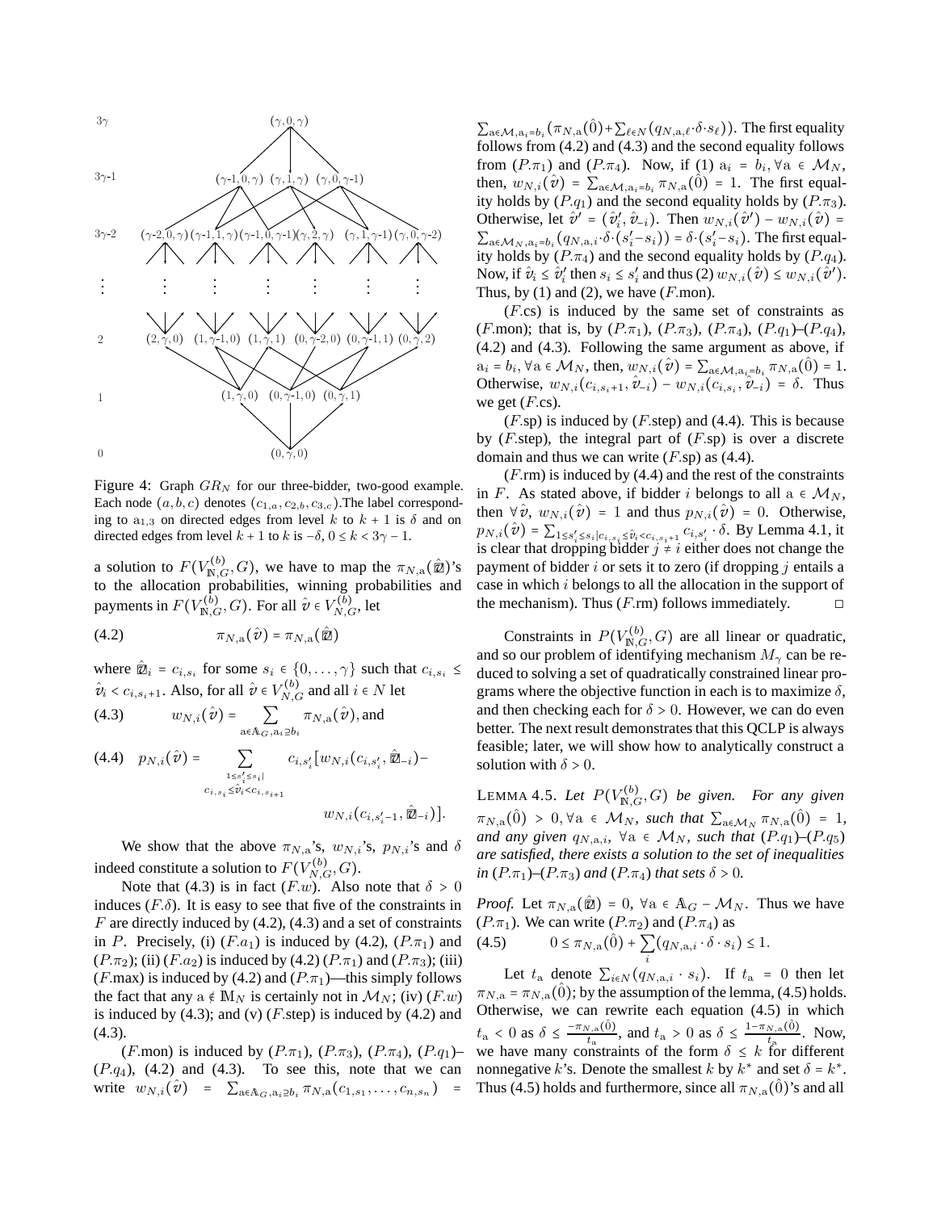Figure 4: Graph $GR_N$ for our three-bidder, two-good example. Each node $(a, b, c)$ denotes $(c_{1,a}, c_{2,b}, c_{3,c})$.The label corresponding to $\mathrm{a}_{1,3}$ on directed edges from level $k$ to $k+1$ is $\delta$ and on directed edges from level $k+1$ to $k$ is $-\delta$, $0 \le k < 3\gamma - 1$.

a solution to $F(V^{(b)}_{\mathbb{N},G}, G)$, we have to map the $\pi_{N,\mathrm{a}}(\hat{\varpi})$'s to the allocation probabilities, winning probabilities and payments in $F(V^{(b)}_{\mathbb{N},G}, G)$. For all $\hat{v} \in V^{(b)}_{N,G}$, let

$$\pi_{N,\mathrm{a}}(\hat{v}) = \pi_{N,\mathrm{a}}(\hat{\varpi}) \tag{4.2}$$

where $\hat{\varpi}_i = c_{i,s_i}$ for some $s_i \in \{0, \ldots, \gamma\}$ such that $c_{i,s_i} \le \hat{v}_i < c_{i,s_i+1}$. Also, for all $\hat{v} \in V^{(b)}_{N,G}$ and all $i \in N$ let

$$w_{N,i}(\hat{v}) = \sum_{\mathrm{a} \in \mathbb{A}_G, \mathrm{a}_i \supseteq b_i} \pi_{N,\mathrm{a}}(\hat{v}), \text{and} \tag{4.3}$$

$$p_{N,i}(\hat{v}) = \sum_{\substack{1 \le s'_i \le s_i | \\ c_{i,s_i} \le \hat{v}_i < c_{i,s_i+1}}} c_{i,s'_i}[w_{N,i}(c_{i,s'_i}, \hat{\varpi}_{-i}) - w_{N,i}(c_{i,s'_i-1}, \hat{\varpi}_{-i})]. \tag{4.4}$$

We show that the above $\pi_{N,\mathrm{a}}$'s, $w_{N,i}$'s, $p_{N,i}$'s and $\delta$ indeed constitute a solution to $F(V^{(b)}_{N,G}, G)$.

Note that (4.3) is in fact $(F.w)$. Also note that $\delta > 0$ induces $(F.\delta)$. It is easy to see that five of the constraints in $F$ are directly induced by (4.2), (4.3) and a set of constraints in $P$. Precisely, (i) $(F.a_1)$ is induced by (4.2), $(P.\pi_1)$ and $(P.\pi_2)$; (ii) $(F.a_2)$ is induced by (4.2) $(P.\pi_1)$ and $(P.\pi_3)$; (iii) $(F.\max)$ is induced by (4.2) and $(P.\pi_1)$—this simply follows the fact that any $\mathrm{a} \notin \mathbb{M}_N$ is certainly not in $\mathcal{M}_N$; (iv) $(F.w)$ is induced by (4.3); and (v) $(F.\mathrm{step})$ is induced by (4.2) and (4.3).

$(F.\mathrm{mon})$ is induced by $(P.\pi_1)$, $(P.\pi_3)$, $(P.\pi_4)$, $(P.q_1)$–$(P.q_4)$, (4.2) and (4.3). To see this, note that we can write $w_{N,i}(\hat{v}) = \sum_{\mathrm{a} \in \mathbb{A}_G, \mathrm{a}_i \supseteq b_i} \pi_{N,\mathrm{a}}(c_{1,s_1}, \ldots, c_{n,s_n}) = \sum_{\mathrm{a} \in \mathcal{M}, \mathrm{a}_i = b_i}(\pi_{N,\mathrm{a}}(\hat{0}) + \sum_{\ell \in N}(q_{N,\mathrm{a},\ell} \cdot \delta \cdot s_\ell))$. The first equality follows from (4.2) and (4.3) and the second equality follows from $(P.\pi_1)$ and $(P.\pi_4)$. Now, if (1) $\mathrm{a}_i = b_i, \forall \mathrm{a} \in \mathcal{M}_N$, then, $w_{N,i}(\hat{v}) = \sum_{\mathrm{a} \in \mathcal{M}, \mathrm{a}_i = b_i} \pi_{N,\mathrm{a}}(\hat{0}) = 1$. The first equality holds by $(P.q_1)$ and the second equality holds by $(P.\pi_3)$. Otherwise, let $\hat{v}' = (\hat{v}'_i, \hat{v}_{-i})$. Then $w_{N,i}(\hat{v}') - w_{N,i}(\hat{v}) = \sum_{\mathrm{a} \in \mathcal{M}_N, \mathrm{a}_i = b_i}(q_{N,\mathrm{a},i} \cdot \delta \cdot (s'_i - s_i)) = \delta \cdot (s'_i - s_i)$. The first equality holds by $(P.\pi_4)$ and the second equality holds by $(P.q_4)$. Now, if $\hat{v}_i \le \hat{v}'_i$ then $s_i \le s'_i$ and thus (2) $w_{N,i}(\hat{v}) \le w_{N,i}(\hat{v}')$. Thus, by (1) and (2), we have $(F.\mathrm{mon})$.

$(F.\mathrm{cs})$ is induced by the same set of constraints as $(F.\mathrm{mon})$; that is, by $(P.\pi_1)$, $(P.\pi_3)$, $(P.\pi_4)$, $(P.q_1)$–$(P.q_4)$, (4.2) and (4.3). Following the same argument as above, if $\mathrm{a}_i = b_i, \forall \mathrm{a} \in \mathcal{M}_N$, then, $w_{N,i}(\hat{v}) = \sum_{\mathrm{a} \in \mathcal{M}, \mathrm{a}_i = b_i} \pi_{N,\mathrm{a}}(\hat{0}) = 1$. Otherwise, $w_{N,i}(c_{i,s_i+1}, \hat{v}_{-i}) - w_{N,i}(c_{i,s_i}, \hat{v}_{-i}) = \delta$. Thus we get $(F.\mathrm{cs})$.

$(F.\mathrm{sp})$ is induced by $(F.\mathrm{step})$ and (4.4). This is because by $(F.\mathrm{step})$, the integral part of $(F.\mathrm{sp})$ is over a discrete domain and thus we can write $(F.\mathrm{sp})$ as (4.4).

$(F.\mathrm{rm})$ is induced by (4.4) and the rest of the constraints in $F$. As stated above, if bidder $i$ belongs to all $\mathrm{a} \in \mathcal{M}_N$, then $\forall \hat{v}$, $w_{N,i}(\hat{v}) = 1$ and thus $p_{N,i}(\hat{v}) = 0$. Otherwise, $p_{N,i}(\hat{v}) = \sum_{1 \le s'_i \le s_i | c_{i,s_i} \le \hat{v}_i < c_{i,s_i+1}} c_{i,s'_i} \cdot \delta$. By Lemma 4.1, it is clear that dropping bidder $j \ne i$ either does not change the payment of bidder $i$ or sets it to zero (if dropping $j$ entails a case in which $i$ belongs to all the allocation in the support of the mechanism). Thus $(F.\mathrm{rm})$ follows immediately. □

Constraints in $P(V^{(b)}_{\mathbb{N},G}, G)$ are all linear or quadratic, and so our problem of identifying mechanism $M_\gamma$ can be reduced to solving a set of quadratically constrained linear programs where the objective function in each is to maximize $\delta$, and then checking each for $\delta > 0$. However, we can do even better. The next result demonstrates that this QCLP is always feasible; later, we will show how to analytically construct a solution with $\delta > 0$.

**Lemma 4.5.** *Let $P(V^{(b)}_{\mathbb{N},G}, G)$ be given. For any given $\pi_{N,\mathrm{a}}(\hat{0}) > 0, \forall \mathrm{a} \in \mathcal{M}_N$, such that $\sum_{\mathrm{a} \in \mathcal{M}_N} \pi_{N,\mathrm{a}}(\hat{0}) = 1$, and any given $q_{N,\mathrm{a},i}$, $\forall \mathrm{a} \in \mathcal{M}_N$, such that $(P.q_1)$–$(P.q_5)$ are satisfied, there exists a solution to the set of inequalities in $(P.\pi_1)$–$(P.\pi_3)$ and $(P.\pi_4)$ that sets $\delta > 0$.*

*Proof.* Let $\pi_{N,\mathrm{a}}(\hat{\varpi}) = 0$, $\forall \mathrm{a} \in \mathbb{A}_G - \mathcal{M}_N$. Thus we have $(P.\pi_1)$. We can write $(P.\pi_2)$ and $(P.\pi_4)$ as

$$0 \le \pi_{N,\mathrm{a}}(\hat{0}) + \sum_i (q_{N,\mathrm{a},i} \cdot \delta \cdot s_i) \le 1. \tag{4.5}$$

Let $t_\mathrm{a}$ denote $\sum_{i \in N}(q_{N,\mathrm{a},i} \cdot s_i)$. If $t_\mathrm{a} = 0$ then let $\pi_{N,\mathrm{a}} = \pi_{N,\mathrm{a}}(\hat{0})$; by the assumption of the lemma, (4.5) holds. Otherwise, we can rewrite each equation (4.5) in which $t_\mathrm{a} < 0$ as $\delta \le \frac{-\pi_{N,\mathrm{a}}(\hat{0})}{t_\mathrm{a}}$, and $t_\mathrm{a} > 0$ as $\delta \le \frac{1 - \pi_{N,\mathrm{a}}(\hat{0})}{t_\mathrm{a}}$. Now, we have many constraints of the form $\delta \le k$ for different nonnegative $k$'s. Denote the smallest $k$ by $k^*$ and set $\delta = k^*$. Thus (4.5) holds and furthermore, since all $\pi_{N,\mathrm{a}}(\hat{0})$'s and all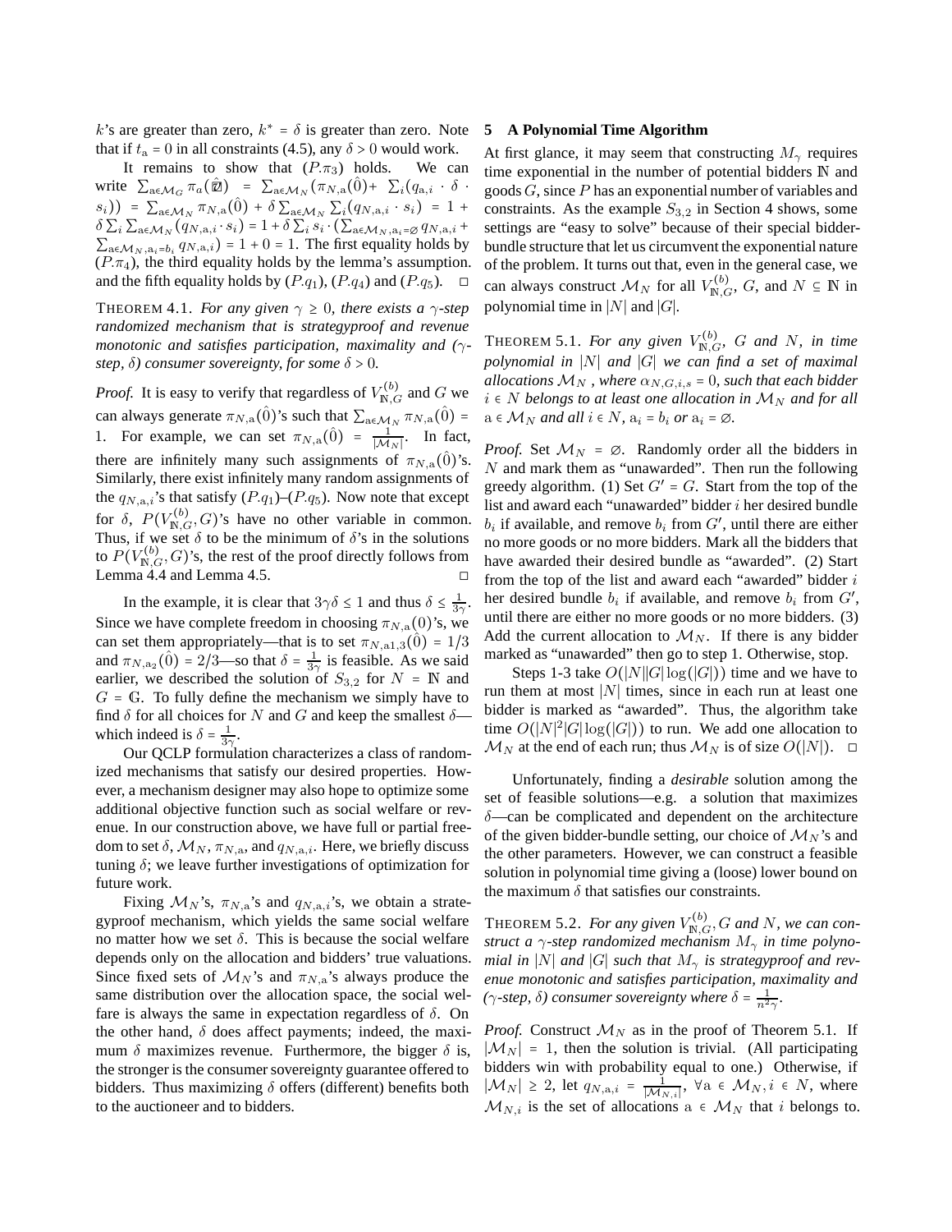$k$'s are greater than zero, $k^* = \delta$ is greater than zero. Note that if $t_{\mathrm{a}} = 0$ in all constraints (4.5), any $\delta > 0$ would work.

It remains to show that $(P.\pi_3)$ holds. We can write $\sum_{\mathrm{a} \in \mathcal{M}_G} \pi_a(\hat{\mathbb{O}}) = \sum_{\mathrm{a} \in \mathcal{M}_N}(\pi_{N,\mathrm{a}}(\hat{0}) + \sum_i (q_{\mathrm{a},i} \cdot \delta \cdot s_i)) = \sum_{\mathrm{a} \in \mathcal{M}_N} \pi_{N,\mathrm{a}}(\hat{0}) + \delta \sum_{\mathrm{a} \in \mathcal{M}_N} \sum_i (q_{N,\mathrm{a},i} \cdot s_i) = 1 + \delta \sum_i \sum_{\mathrm{a} \in \mathcal{M}_N} (q_{N,\mathrm{a},i} \cdot s_i) = 1 + \delta \sum_i s_i \cdot (\sum_{\mathrm{a} \in \mathcal{M}_N, \mathrm{a}_i = \varnothing} q_{N,\mathrm{a},i} + \sum_{\mathrm{a} \in \mathcal{M}_N, \mathrm{a}_i = b_i} q_{N,\mathrm{a},i}) = 1 + 0 = 1$. The first equality holds by $(P.\pi_4)$, the third equality holds by the lemma's assumption. and the fifth equality holds by $(P.q_1)$, $(P.q_4)$ and $(P.q_5)$. □

THEOREM 4.1. *For any given $\gamma \geq 0$, there exists a $\gamma$-step randomized mechanism that is strategyproof and revenue monotonic and satisfies participation, maximality and ($\gamma$-step, $\delta$) consumer sovereignty, for some $\delta > 0$.*

*Proof.* It is easy to verify that regardless of $V^{(b)}_{\mathbb{N},G}$ and $G$ we can always generate $\pi_{N,\mathrm{a}}(\hat{0})$'s such that $\sum_{\mathrm{a} \in \mathcal{M}_N} \pi_{N,\mathrm{a}}(\hat{0}) = 1$. For example, we can set $\pi_{N,\mathrm{a}}(\hat{0}) = \frac{1}{|\mathcal{M}_N|}$. In fact, there are infinitely many such assignments of $\pi_{N,\mathrm{a}}(\hat{0})$'s. Similarly, there exist infinitely many random assignments of the $q_{N,\mathrm{a},i}$'s that satisfy $(P.q_1)$–$(P.q_5)$. Now note that except for $\delta$, $P(V^{(b)}_{\mathbb{N},G}, G)$'s have no other variable in common. Thus, if we set $\delta$ to be the minimum of $\delta$'s in the solutions to $P(V^{(b)}_{\mathbb{N},G}, G)$'s, the rest of the proof directly follows from Lemma 4.4 and Lemma 4.5. □

In the example, it is clear that $3\gamma\delta \leq 1$ and thus $\delta \leq \frac{1}{3\gamma}$. Since we have complete freedom in choosing $\pi_{N,\mathrm{a}}(0)$'s, we can set them appropriately—that is to set $\pi_{N,\mathrm{a}1,3}(\hat{0}) = 1/3$ and $\pi_{N,\mathrm{a}_2}(\hat{0}) = 2/3$—so that $\delta = \frac{1}{3\gamma}$ is feasible. As we said earlier, we described the solution of $S_{3,2}$ for $N = \mathbb{N}$ and $G = \mathbb{G}$. To fully define the mechanism we simply have to find $\delta$ for all choices for $N$ and $G$ and keep the smallest $\delta$—which indeed is $\delta = \frac{1}{3\gamma}$.

Our QCLP formulation characterizes a class of randomized mechanisms that satisfy our desired properties. However, a mechanism designer may also hope to optimize some additional objective function such as social welfare or revenue. In our construction above, we have full or partial freedom to set $\delta$, $\mathcal{M}_N$, $\pi_{N,\mathrm{a}}$, and $q_{N,\mathrm{a},i}$. Here, we briefly discuss tuning $\delta$; we leave further investigations of optimization for future work.

Fixing $\mathcal{M}_N$'s, $\pi_{N,\mathrm{a}}$'s and $q_{N,\mathrm{a},i}$'s, we obtain a strategyproof mechanism, which yields the same social welfare no matter how we set $\delta$. This is because the social welfare depends only on the allocation and bidders' true valuations. Since fixed sets of $\mathcal{M}_N$'s and $\pi_{N,\mathrm{a}}$'s always produce the same distribution over the allocation space, the social welfare is always the same in expectation regardless of $\delta$. On the other hand, $\delta$ does affect payments; indeed, the maximum $\delta$ maximizes revenue. Furthermore, the bigger $\delta$ is, the stronger is the consumer sovereignty guarantee offered to bidders. Thus maximizing $\delta$ offers (different) benefits both to the auctioneer and to bidders.

## 5 A Polynomial Time Algorithm

At first glance, it may seem that constructing $M_\gamma$ requires time exponential in the number of potential bidders $\mathbb{N}$ and goods $G$, since $P$ has an exponential number of variables and constraints. As the example $S_{3,2}$ in Section 4 shows, some settings are "easy to solve" because of their special bidder-bundle structure that let us circumvent the exponential nature of the problem. It turns out that, even in the general case, we can always construct $\mathcal{M}_N$ for all $V^{(b)}_{\mathbb{N},G}$, $G$, and $N \subseteq \mathbb{N}$ in polynomial time in $|N|$ and $|G|$.

THEOREM 5.1. *For any given $V^{(b)}_{\mathbb{N},G}$, $G$ and $N$, in time polynomial in $|N|$ and $|G|$ we can find a set of maximal allocations $\mathcal{M}_N$, where $\alpha_{N,G,i,s} = 0$, such that each bidder $i \in N$ belongs to at least one allocation in $\mathcal{M}_N$ and for all $\mathrm{a} \in \mathcal{M}_N$ and all $i \in N$, $\mathrm{a}_i = b_i$ or $\mathrm{a}_i = \varnothing$.*

*Proof.* Set $\mathcal{M}_N = \varnothing$. Randomly order all the bidders in $N$ and mark them as "unawarded". Then run the following greedy algorithm. (1) Set $G' = G$. Start from the top of the list and award each "unawarded" bidder $i$ her desired bundle $b_i$ if available, and remove $b_i$ from $G'$, until there are either no more goods or no more bidders. Mark all the bidders that have awarded their desired bundle as "awarded". (2) Start from the top of the list and award each "awarded" bidder $i$ her desired bundle $b_i$ if available, and remove $b_i$ from $G'$, until there are either no more goods or no more bidders. (3) Add the current allocation to $\mathcal{M}_N$. If there is any bidder marked as "unawarded" then go to step 1. Otherwise, stop.

Steps 1-3 take $O(|N||G|\log(|G|))$ time and we have to run them at most $|N|$ times, since in each run at least one bidder is marked as "awarded". Thus, the algorithm take time $O(|N|^2|G|\log(|G|))$ to run. We add one allocation to $\mathcal{M}_N$ at the end of each run; thus $\mathcal{M}_N$ is of size $O(|N|)$. □

Unfortunately, finding a *desirable* solution among the set of feasible solutions—e.g. a solution that maximizes $\delta$—can be complicated and dependent on the architecture of the given bidder-bundle setting, our choice of $\mathcal{M}_N$'s and the other parameters. However, we can construct a feasible solution in polynomial time giving a (loose) lower bound on the maximum $\delta$ that satisfies our constraints.

THEOREM 5.2. *For any given $V^{(b)}_{\mathbb{N},G}, G$ and $N$, we can construct a $\gamma$-step randomized mechanism $M_\gamma$ in time polynomial in $|N|$ and $|G|$ such that $M_\gamma$ is strategyproof and revenue monotonic and satisfies participation, maximality and ($\gamma$-step, $\delta$) consumer sovereignty where $\delta = \frac{1}{n^2\gamma}$.*

*Proof.* Construct $\mathcal{M}_N$ as in the proof of Theorem 5.1. If $|\mathcal{M}_N| = 1$, then the solution is trivial. (All participating bidders win with probability equal to one.) Otherwise, if $|\mathcal{M}_N| \geq 2$, let $q_{N,\mathrm{a},i} = \frac{1}{|\mathcal{M}_{N,i}|}$, $\forall \mathrm{a} \in \mathcal{M}_N, i \in N$, where $\mathcal{M}_{N,i}$ is the set of allocations $\mathrm{a} \in \mathcal{M}_N$ that $i$ belongs to.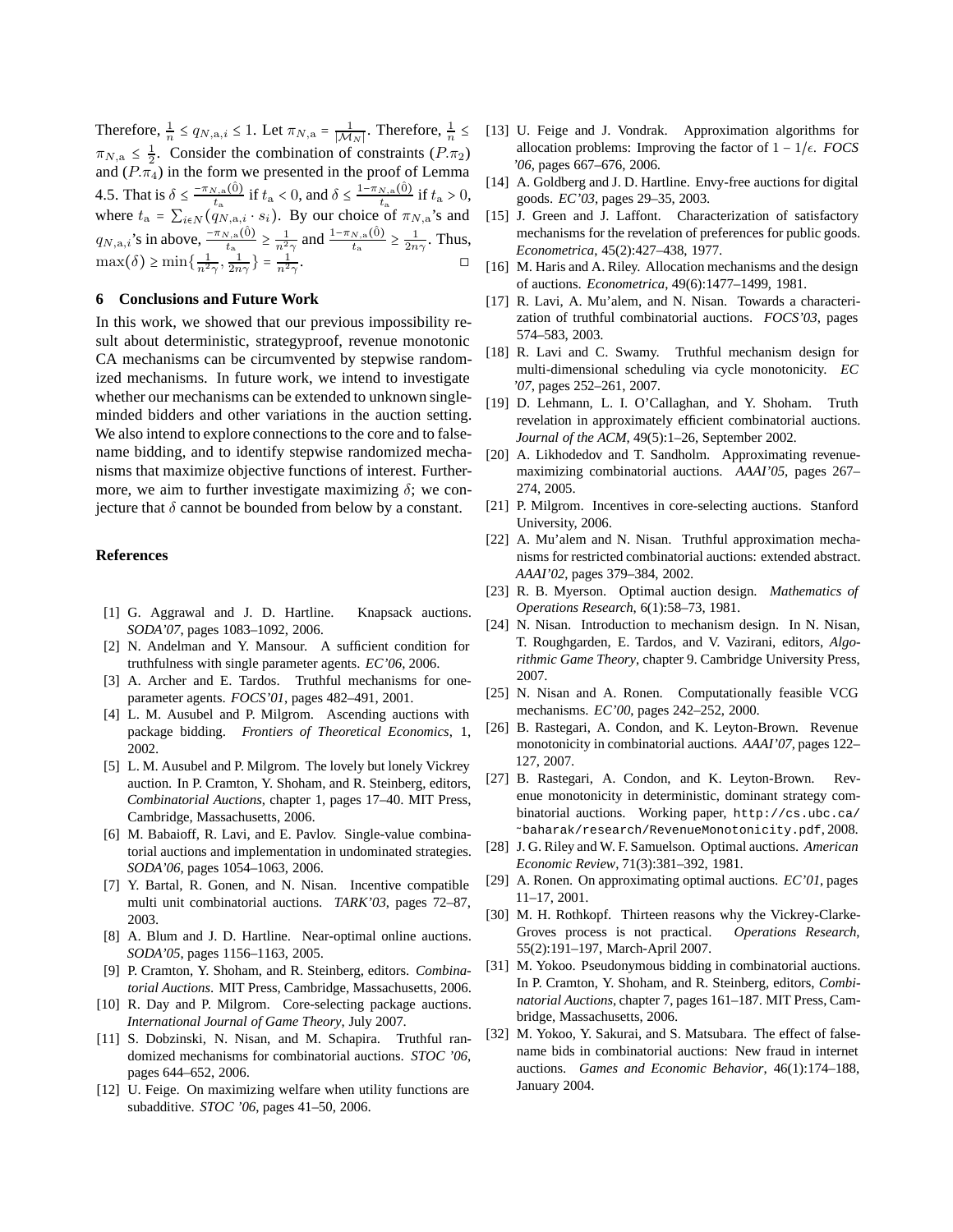Therefore, $\frac{1}{n} \le q_{N,\mathrm{a},i} \le 1$. Let $\pi_{N,\mathrm{a}} = \frac{1}{|\mathcal{M}_N|}$. Therefore, $\frac{1}{n} \le \pi_{N,\mathrm{a}} \le \frac{1}{2}$. Consider the combination of constraints $(P.\pi_2)$ and $(P.\pi_4)$ in the form we presented in the proof of Lemma 4.5. That is $\delta \le \frac{-\pi_{N,\mathrm{a}}(\hat{0})}{t_\mathrm{a}}$ if $t_\mathrm{a} < 0$, and $\delta \le \frac{1-\pi_{N,\mathrm{a}}(\hat{0})}{t_\mathrm{a}}$ if $t_\mathrm{a} > 0$, where $t_\mathrm{a} = \sum_{i \in N}(q_{N,\mathrm{a},i} \cdot s_i)$. By our choice of $\pi_{N,\mathrm{a}}$'s and $q_{N,\mathrm{a},i}$'s in above, $\frac{-\pi_{N,\mathrm{a}}(\hat{0})}{t_\mathrm{a}} \ge \frac{1}{n^2\gamma}$ and $\frac{1-\pi_{N,\mathrm{a}}(\hat{0})}{t_\mathrm{a}} \ge \frac{1}{2n\gamma}$. Thus, $\max(\delta) \ge \min\{\frac{1}{n^2\gamma}, \frac{1}{2n\gamma}\} = \frac{1}{n^2\gamma}$. □

## 6 Conclusions and Future Work

In this work, we showed that our previous impossibility result about deterministic, strategyproof, revenue monotonic CA mechanisms can be circumvented by stepwise randomized mechanisms. In future work, we intend to investigate whether our mechanisms can be extended to unknown single-minded bidders and other variations in the auction setting. We also intend to explore connections to the core and to false-name bidding, and to identify stepwise randomized mechanisms that maximize objective functions of interest. Furthermore, we aim to further investigate maximizing $\delta$; we conjecture that $\delta$ cannot be bounded from below by a constant.

## References

[1] G. Aggrawal and J. D. Hartline. Knapsack auctions. *SODA'07*, pages 1083–1092, 2006.

[2] N. Andelman and Y. Mansour. A sufficient condition for truthfulness with single parameter agents. *EC'06*, 2006.

[3] A. Archer and E. Tardos. Truthful mechanisms for one-parameter agents. *FOCS'01*, pages 482–491, 2001.

[4] L. M. Ausubel and P. Milgrom. Ascending auctions with package bidding. *Frontiers of Theoretical Economics*, 1, 2002.

[5] L. M. Ausubel and P. Milgrom. The lovely but lonely Vickrey auction. In P. Cramton, Y. Shoham, and R. Steinberg, editors, *Combinatorial Auctions*, chapter 1, pages 17–40. MIT Press, Cambridge, Massachusetts, 2006.

[6] M. Babaioff, R. Lavi, and E. Pavlov. Single-value combinatorial auctions and implementation in undominated strategies. *SODA'06*, pages 1054–1063, 2006.

[7] Y. Bartal, R. Gonen, and N. Nisan. Incentive compatible multi unit combinatorial auctions. *TARK'03*, pages 72–87, 2003.

[8] A. Blum and J. D. Hartline. Near-optimal online auctions. *SODA'05*, pages 1156–1163, 2005.

[9] P. Cramton, Y. Shoham, and R. Steinberg, editors. *Combinatorial Auctions*. MIT Press, Cambridge, Massachusetts, 2006.

[10] R. Day and P. Milgrom. Core-selecting package auctions. *International Journal of Game Theory*, July 2007.

[11] S. Dobzinski, N. Nisan, and M. Schapira. Truthful randomized mechanisms for combinatorial auctions. *STOC '06*, pages 644–652, 2006.

[12] U. Feige. On maximizing welfare when utility functions are subadditive. *STOC '06*, pages 41–50, 2006.

[13] U. Feige and J. Vondrak. Approximation algorithms for allocation problems: Improving the factor of $1 - 1/\epsilon$. *FOCS '06*, pages 667–676, 2006.

[14] A. Goldberg and J. D. Hartline. Envy-free auctions for digital goods. *EC'03*, pages 29–35, 2003.

[15] J. Green and J. Laffont. Characterization of satisfactory mechanisms for the revelation of preferences for public goods. *Econometrica*, 45(2):427–438, 1977.

[16] M. Haris and A. Riley. Allocation mechanisms and the design of auctions. *Econometrica*, 49(6):1477–1499, 1981.

[17] R. Lavi, A. Mu'alem, and N. Nisan. Towards a characterization of truthful combinatorial auctions. *FOCS'03*, pages 574–583, 2003.

[18] R. Lavi and C. Swamy. Truthful mechanism design for multi-dimensional scheduling via cycle monotonicity. *EC '07*, pages 252–261, 2007.

[19] D. Lehmann, L. I. O'Callaghan, and Y. Shoham. Truth revelation in approximately efficient combinatorial auctions. *Journal of the ACM*, 49(5):1–26, September 2002.

[20] A. Likhodedov and T. Sandholm. Approximating revenue-maximizing combinatorial auctions. *AAAI'05*, pages 267–274, 2005.

[21] P. Milgrom. Incentives in core-selecting auctions. Stanford University, 2006.

[22] A. Mu'alem and N. Nisan. Truthful approximation mechanisms for restricted combinatorial auctions: extended abstract. *AAAI'02*, pages 379–384, 2002.

[23] R. B. Myerson. Optimal auction design. *Mathematics of Operations Research*, 6(1):58–73, 1981.

[24] N. Nisan. Introduction to mechanism design. In N. Nisan, T. Roughgarden, E. Tardos, and V. Vazirani, editors, *Algorithmic Game Theory*, chapter 9. Cambridge University Press, 2007.

[25] N. Nisan and A. Ronen. Computationally feasible VCG mechanisms. *EC'00*, pages 242–252, 2000.

[26] B. Rastegari, A. Condon, and K. Leyton-Brown. Revenue monotonicity in combinatorial auctions. *AAAI'07*, pages 122–127, 2007.

[27] B. Rastegari, A. Condon, and K. Leyton-Brown. Revenue monotonicity in deterministic, dominant strategy combinatorial auctions. Working paper, `http://cs.ubc.ca/~baharak/research/RevenueMonotonicity.pdf`, 2008.

[28] J. G. Riley and W. F. Samuelson. Optimal auctions. *American Economic Review*, 71(3):381–392, 1981.

[29] A. Ronen. On approximating optimal auctions. *EC'01*, pages 11–17, 2001.

[30] M. H. Rothkopf. Thirteen reasons why the Vickrey-Clarke-Groves process is not practical. *Operations Research*, 55(2):191–197, March-April 2007.

[31] M. Yokoo. Pseudonymous bidding in combinatorial auctions. In P. Cramton, Y. Shoham, and R. Steinberg, editors, *Combinatorial Auctions*, chapter 7, pages 161–187. MIT Press, Cambridge, Massachusetts, 2006.

[32] M. Yokoo, Y. Sakurai, and S. Matsubara. The effect of false-name bids in combinatorial auctions: New fraud in internet auctions. *Games and Economic Behavior*, 46(1):174–188, January 2004.